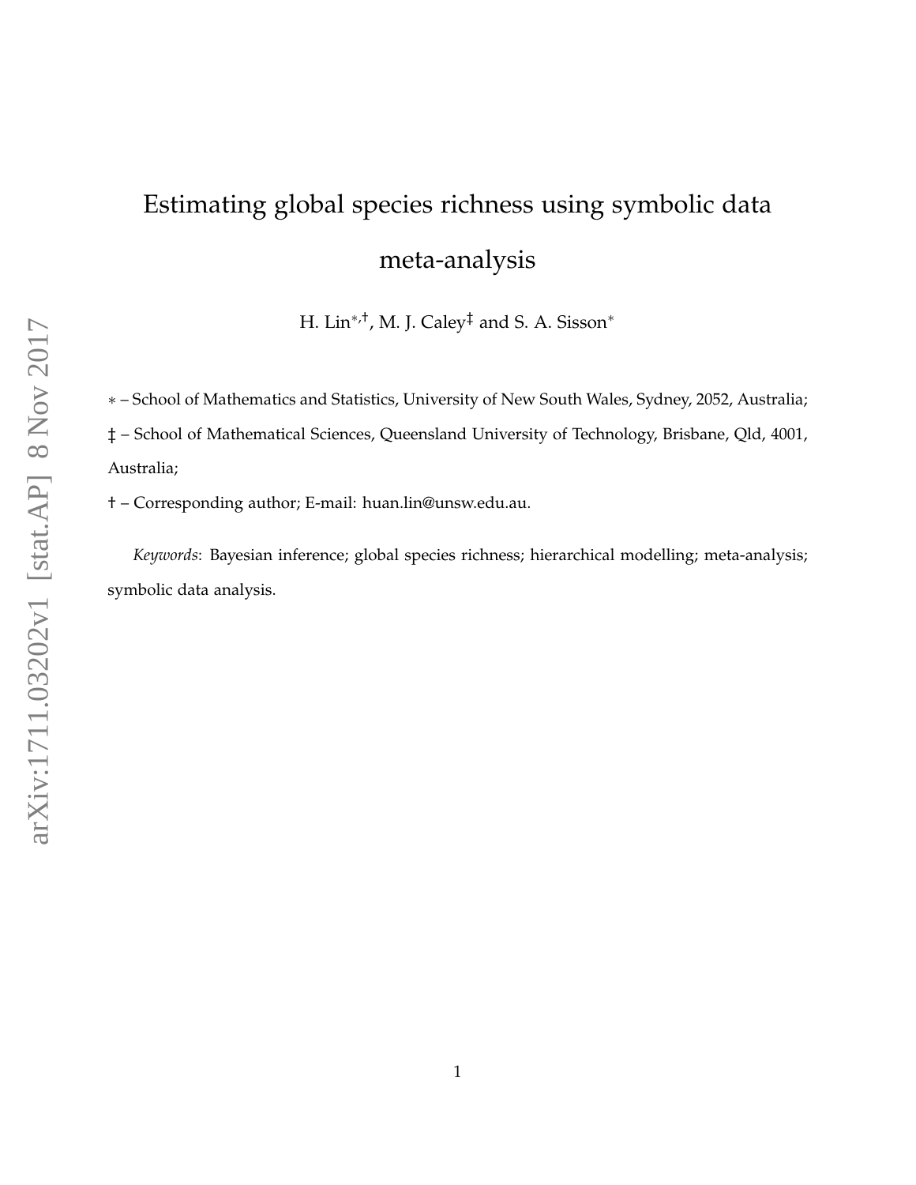# Estimating global species richness using symbolic data meta-analysis

H. Lin[∗,†], M. J. Caley[‡] and S. A. Sisson[∗]

∗ – School of Mathematics and Statistics, University of New South Wales, Sydney, 2052, Australia;

‡ – School of Mathematical Sciences, Queensland University of Technology, Brisbane, Qld, 4001, Australia;

† – Corresponding author; E-mail: huan.lin@unsw.edu.au.

*Keywords*: Bayesian inference; global species richness; hierarchical modelling; meta-analysis; symbolic data analysis.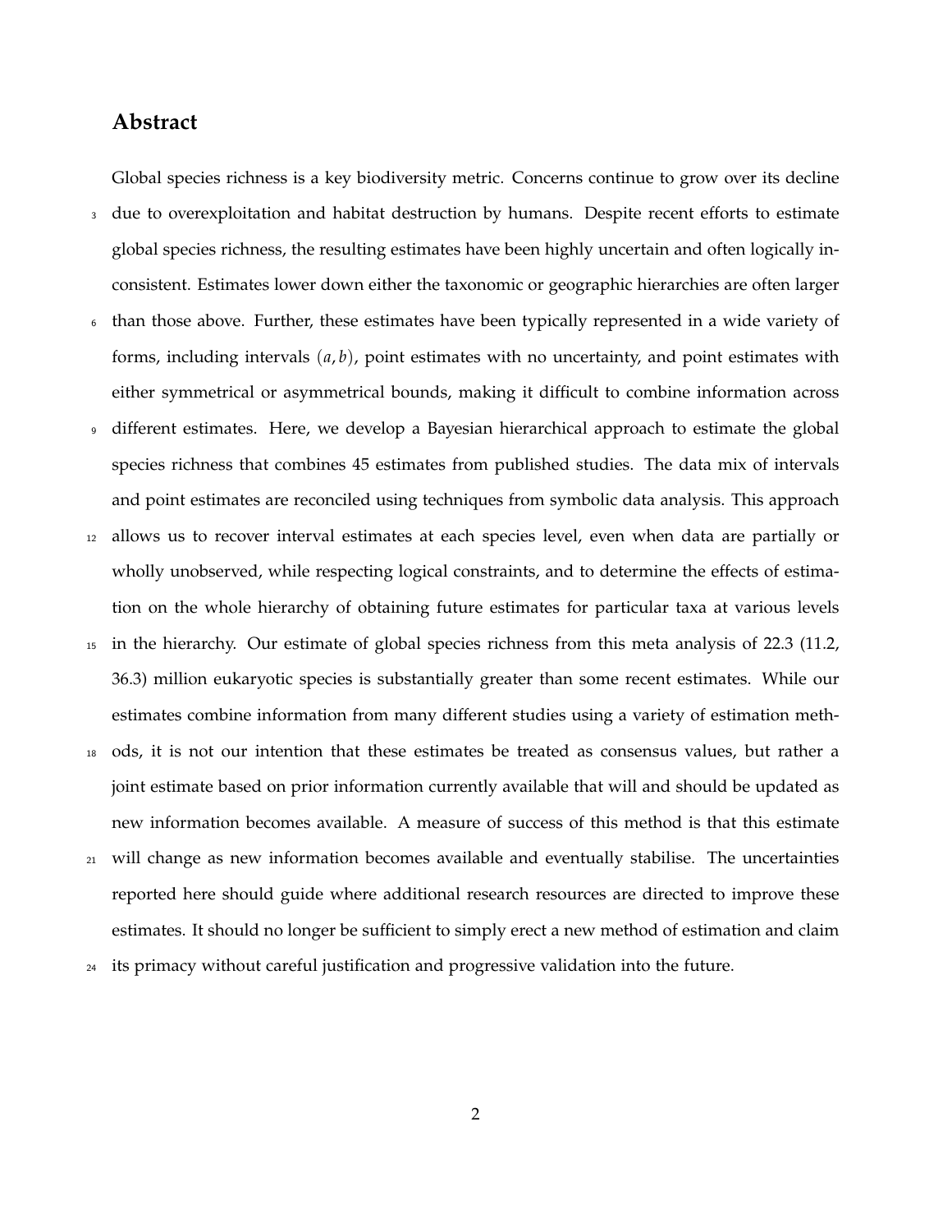## Abstract

Global species richness is a key biodiversity metric. Concerns continue to grow over its decline due to overexploitation and habitat destruction by humans. Despite recent efforts to estimate global species richness, the resulting estimates have been highly uncertain and often logically inconsistent. Estimates lower down either the taxonomic or geographic hierarchies are often larger than those above. Further, these estimates have been typically represented in a wide variety of forms, including intervals $(a, b)$, point estimates with no uncertainty, and point estimates with either symmetrical or asymmetrical bounds, making it difficult to combine information across different estimates. Here, we develop a Bayesian hierarchical approach to estimate the global species richness that combines 45 estimates from published studies. The data mix of intervals and point estimates are reconciled using techniques from symbolic data analysis. This approach allows us to recover interval estimates at each species level, even when data are partially or wholly unobserved, while respecting logical constraints, and to determine the effects of estimation on the whole hierarchy of obtaining future estimates for particular taxa at various levels in the hierarchy. Our estimate of global species richness from this meta analysis of 22.3 (11.2, 36.3) million eukaryotic species is substantially greater than some recent estimates. While our estimates combine information from many different studies using a variety of estimation methods, it is not our intention that these estimates be treated as consensus values, but rather a joint estimate based on prior information currently available that will and should be updated as new information becomes available. A measure of success of this method is that this estimate will change as new information becomes available and eventually stabilise. The uncertainties reported here should guide where additional research resources are directed to improve these estimates. It should no longer be sufficient to simply erect a new method of estimation and claim its primacy without careful justification and progressive validation into the future.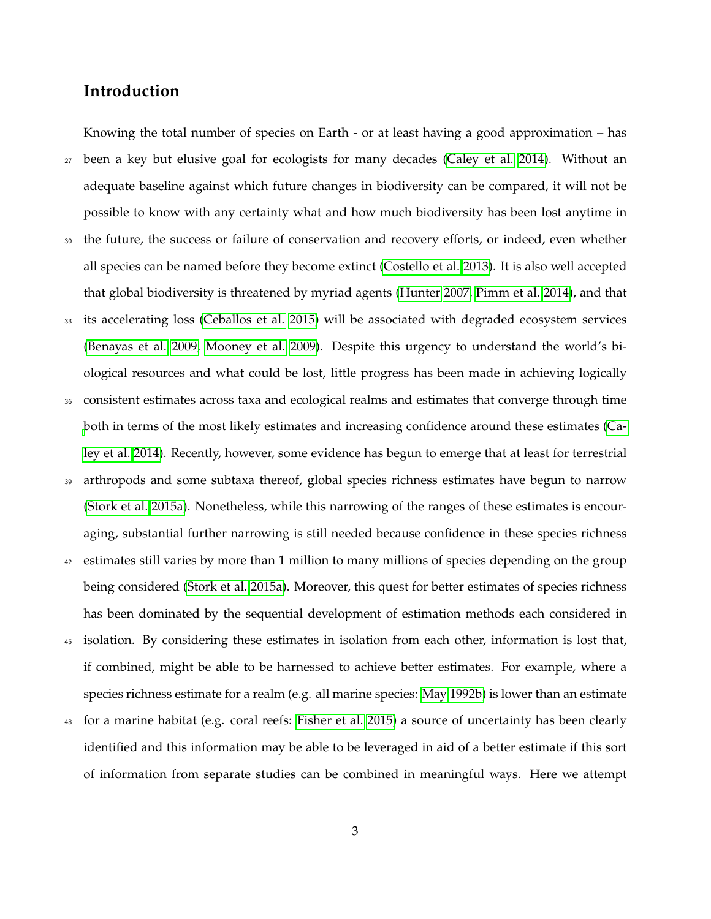## Introduction

Knowing the total number of species on Earth - or at least having a good approximation – has been a key but elusive goal for ecologists for many decades (Caley et al. 2014). Without an adequate baseline against which future changes in biodiversity can be compared, it will not be possible to know with any certainty what and how much biodiversity has been lost anytime in the future, the success or failure of conservation and recovery efforts, or indeed, even whether all species can be named before they become extinct (Costello et al. 2013). It is also well accepted that global biodiversity is threatened by myriad agents (Hunter 2007, Pimm et al. 2014), and that its accelerating loss (Ceballos et al. 2015) will be associated with degraded ecosystem services (Benayas et al. 2009, Mooney et al. 2009). Despite this urgency to understand the world's biological resources and what could be lost, little progress has been made in achieving logically consistent estimates across taxa and ecological realms and estimates that converge through time both in terms of the most likely estimates and increasing confidence around these estimates (Caley et al. 2014). Recently, however, some evidence has begun to emerge that at least for terrestrial arthropods and some subtaxa thereof, global species richness estimates have begun to narrow (Stork et al. 2015a). Nonetheless, while this narrowing of the ranges of these estimates is encouraging, substantial further narrowing is still needed because confidence in these species richness estimates still varies by more than 1 million to many millions of species depending on the group being considered (Stork et al. 2015a). Moreover, this quest for better estimates of species richness has been dominated by the sequential development of estimation methods each considered in isolation. By considering these estimates in isolation from each other, information is lost that, if combined, might be able to be harnessed to achieve better estimates. For example, where a species richness estimate for a realm (e.g. all marine species: May 1992b) is lower than an estimate for a marine habitat (e.g. coral reefs: Fisher et al. 2015) a source of uncertainty has been clearly identified and this information may be able to be leveraged in aid of a better estimate if this sort of information from separate studies can be combined in meaningful ways. Here we attempt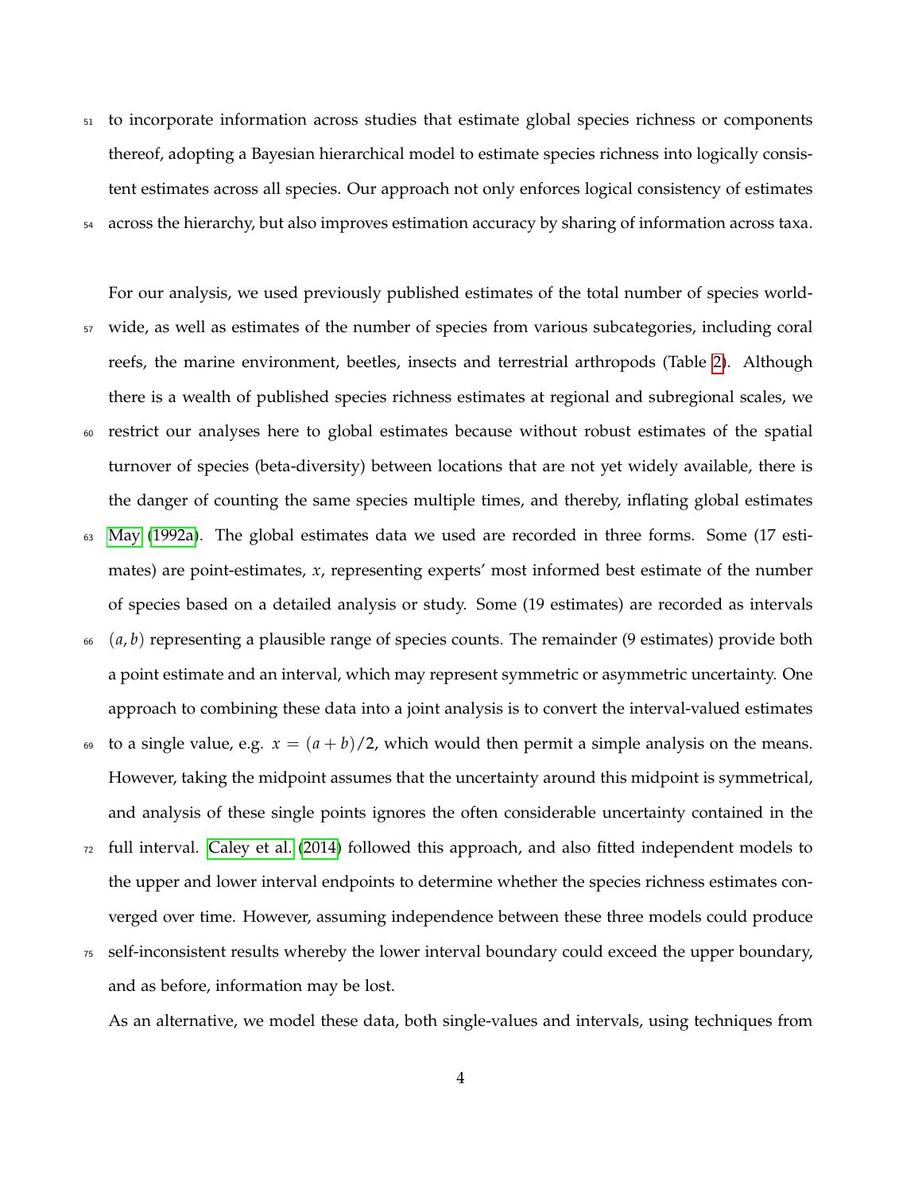to incorporate information across studies that estimate global species richness or components thereof, adopting a Bayesian hierarchical model to estimate species richness into logically consistent estimates across all species. Our approach not only enforces logical consistency of estimates across the hierarchy, but also improves estimation accuracy by sharing of information across taxa.

For our analysis, we used previously published estimates of the total number of species worldwide, as well as estimates of the number of species from various subcategories, including coral reefs, the marine environment, beetles, insects and terrestrial arthropods (Table 2). Although there is a wealth of published species richness estimates at regional and subregional scales, we restrict our analyses here to global estimates because without robust estimates of the spatial turnover of species (beta-diversity) between locations that are not yet widely available, there is the danger of counting the same species multiple times, and thereby, inflating global estimates May (1992a). The global estimates data we used are recorded in three forms. Some (17 estimates) are point-estimates, $x$, representing experts' most informed best estimate of the number of species based on a detailed analysis or study. Some (19 estimates) are recorded as intervals $(a, b)$ representing a plausible range of species counts. The remainder (9 estimates) provide both a point estimate and an interval, which may represent symmetric or asymmetric uncertainty. One approach to combining these data into a joint analysis is to convert the interval-valued estimates to a single value, e.g. $x = (a + b)/2$, which would then permit a simple analysis on the means. However, taking the midpoint assumes that the uncertainty around this midpoint is symmetrical, and analysis of these single points ignores the often considerable uncertainty contained in the full interval. Caley et al. (2014) followed this approach, and also fitted independent models to the upper and lower interval endpoints to determine whether the species richness estimates converged over time. However, assuming independence between these three models could produce self-inconsistent results whereby the lower interval boundary could exceed the upper boundary, and as before, information may be lost.

As an alternative, we model these data, both single-values and intervals, using techniques from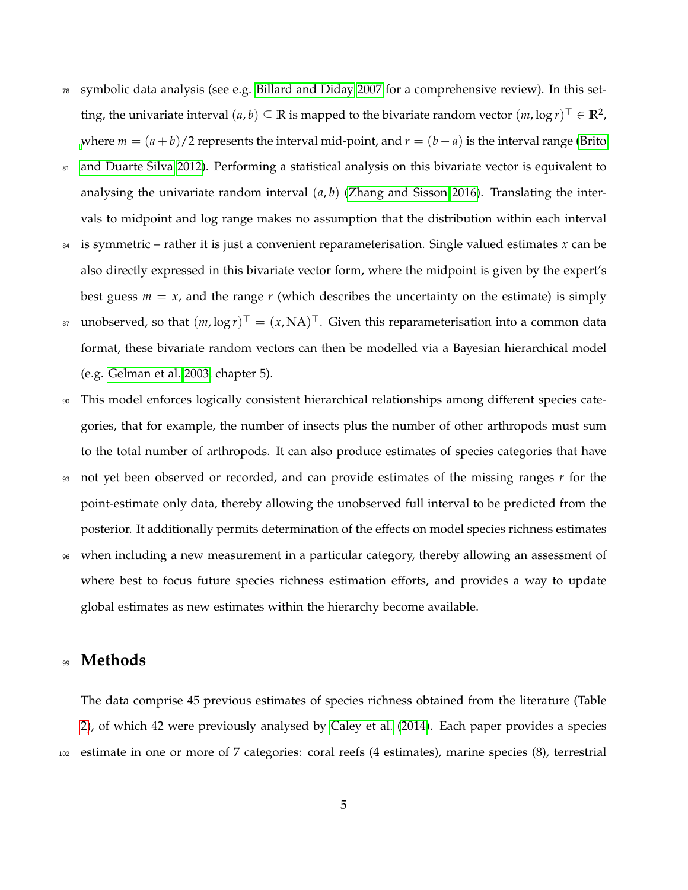symbolic data analysis (see e.g. Billard and Diday 2007 for a comprehensive review). In this setting, the univariate interval $(a, b) \subseteq \mathbb{R}$ is mapped to the bivariate random vector $(m, \log r)^\top \in \mathbb{R}^2$, where $m = (a + b)/2$ represents the interval mid-point, and $r = (b - a)$ is the interval range (Brito and Duarte Silva 2012). Performing a statistical analysis on this bivariate vector is equivalent to analysing the univariate random interval $(a, b)$ (Zhang and Sisson 2016). Translating the intervals to midpoint and log range makes no assumption that the distribution within each interval is symmetric – rather it is just a convenient reparameterisation. Single valued estimates $x$ can be also directly expressed in this bivariate vector form, where the midpoint is given by the expert's best guess $m = x$, and the range $r$ (which describes the uncertainty on the estimate) is simply unobserved, so that $(m, \log r)^\top = (x, \text{NA})^\top$. Given this reparameterisation into a common data format, these bivariate random vectors can then be modelled via a Bayesian hierarchical model (e.g. Gelman et al. 2003, chapter 5).

This model enforces logically consistent hierarchical relationships among different species categories, that for example, the number of insects plus the number of other arthropods must sum to the total number of arthropods. It can also produce estimates of species categories that have not yet been observed or recorded, and can provide estimates of the missing ranges $r$ for the point-estimate only data, thereby allowing the unobserved full interval to be predicted from the posterior. It additionally permits determination of the effects on model species richness estimates when including a new measurement in a particular category, thereby allowing an assessment of where best to focus future species richness estimation efforts, and provides a way to update global estimates as new estimates within the hierarchy become available.

## Methods

The data comprise 45 previous estimates of species richness obtained from the literature (Table 2), of which 42 were previously analysed by Caley et al. (2014). Each paper provides a species estimate in one or more of 7 categories: coral reefs (4 estimates), marine species (8), terrestrial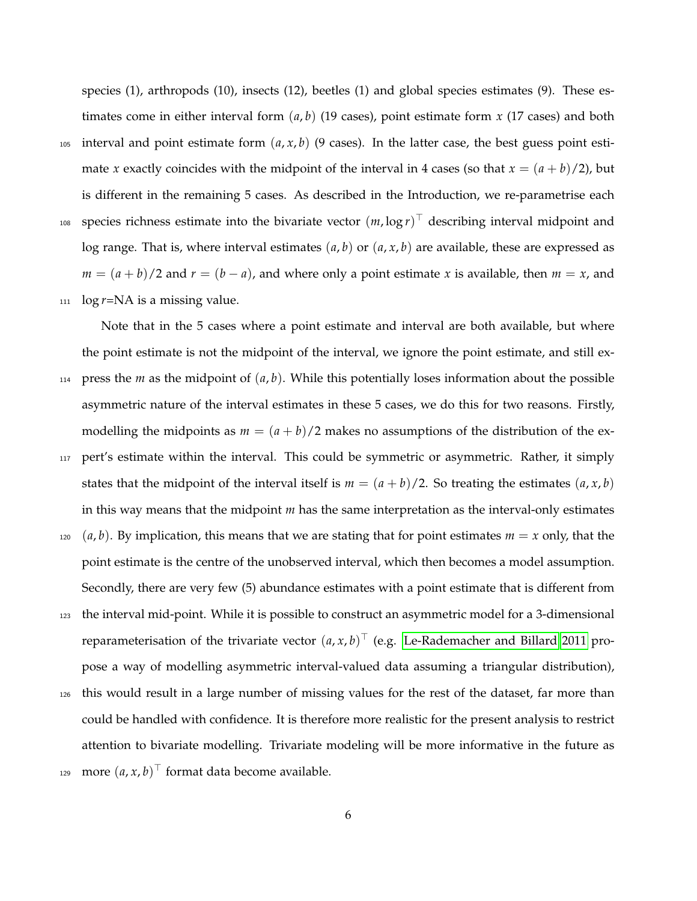species (1), arthropods (10), insects (12), beetles (1) and global species estimates (9). These estimates come in either interval form $(a, b)$ (19 cases), point estimate form $x$ (17 cases) and both interval and point estimate form $(a, x, b)$ (9 cases). In the latter case, the best guess point estimate $x$ exactly coincides with the midpoint of the interval in 4 cases (so that $x = (a + b)/2$), but is different in the remaining 5 cases. As described in the Introduction, we re-parametrise each species richness estimate into the bivariate vector $(m, \log r)^\top$ describing interval midpoint and log range. That is, where interval estimates $(a, b)$ or $(a, x, b)$ are available, these are expressed as $m = (a + b)/2$ and $r = (b - a)$, and where only a point estimate $x$ is available, then $m = x$, and $\log r$=NA is a missing value.

Note that in the 5 cases where a point estimate and interval are both available, but where the point estimate is not the midpoint of the interval, we ignore the point estimate, and still express the $m$ as the midpoint of $(a, b)$. While this potentially loses information about the possible asymmetric nature of the interval estimates in these 5 cases, we do this for two reasons. Firstly, modelling the midpoints as $m = (a + b)/2$ makes no assumptions of the distribution of the expert's estimate within the interval. This could be symmetric or asymmetric. Rather, it simply states that the midpoint of the interval itself is $m = (a + b)/2$. So treating the estimates $(a, x, b)$ in this way means that the midpoint $m$ has the same interpretation as the interval-only estimates $(a, b)$. By implication, this means that we are stating that for point estimates $m = x$ only, that the point estimate is the centre of the unobserved interval, which then becomes a model assumption. Secondly, there are very few (5) abundance estimates with a point estimate that is different from the interval mid-point. While it is possible to construct an asymmetric model for a 3-dimensional reparameterisation of the trivariate vector $(a, x, b)^\top$ (e.g. Le-Rademacher and Billard 2011 propose a way of modelling asymmetric interval-valued data assuming a triangular distribution), this would result in a large number of missing values for the rest of the dataset, far more than could be handled with confidence. It is therefore more realistic for the present analysis to restrict attention to bivariate modelling. Trivariate modeling will be more informative in the future as more $(a, x, b)^\top$ format data become available.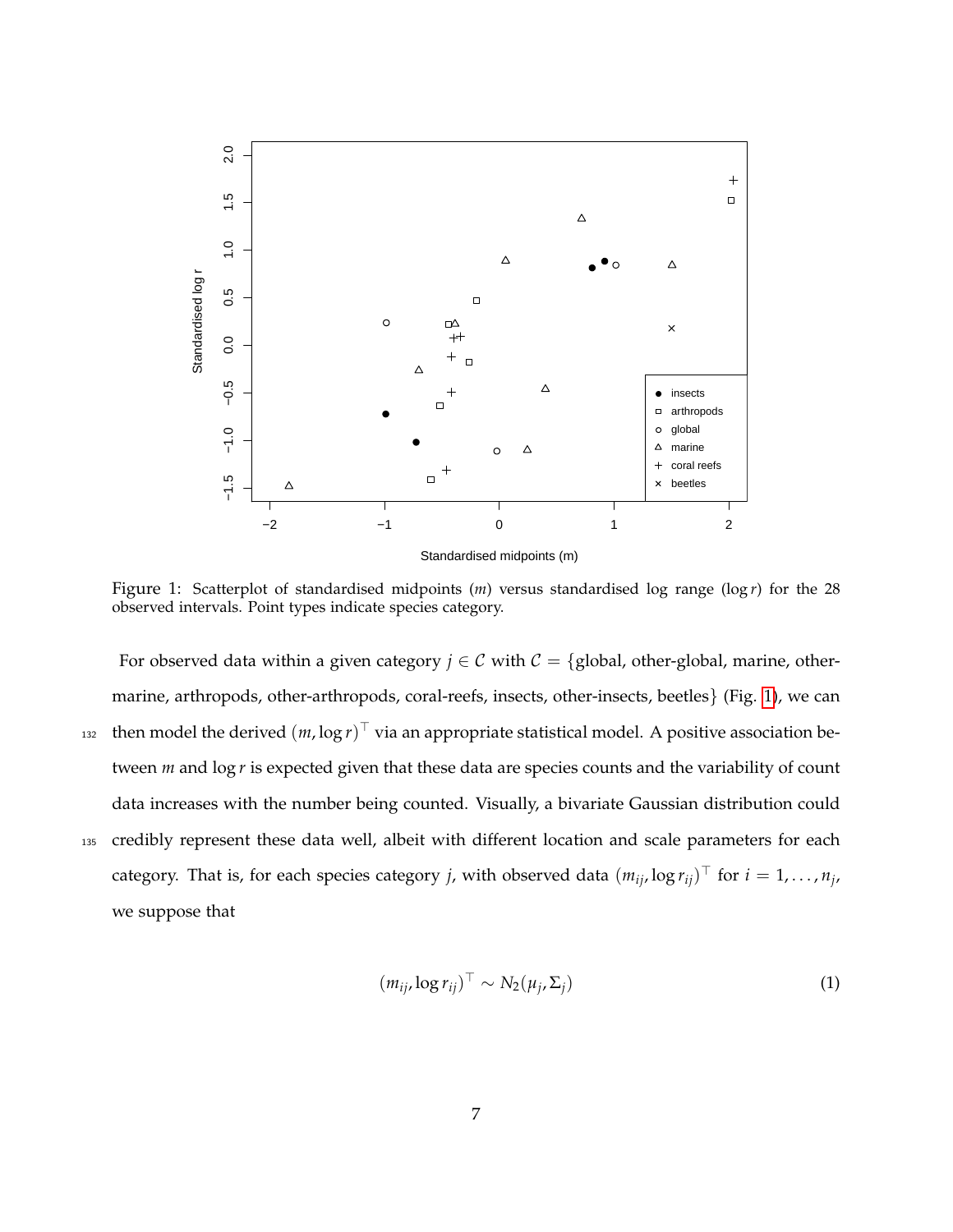Figure 1: Scatterplot of standardised midpoints ($m$) versus standardised log range ($\log r$) for the 28 observed intervals. Point types indicate species category.

For observed data within a given category $j \in \mathcal{C}$ with $\mathcal{C} = \{$global, other-global, marine, other-marine, arthropods, other-arthropods, coral-reefs, insects, other-insects, beetles$\}$ (Fig. 1), we can then model the derived $(m, \log r)^\top$ via an appropriate statistical model. A positive association between $m$ and $\log r$ is expected given that these data are species counts and the variability of count data increases with the number being counted. Visually, a bivariate Gaussian distribution could credibly represent these data well, albeit with different location and scale parameters for each category. That is, for each species category $j$, with observed data $(m_{ij}, \log r_{ij})^\top$ for $i = 1, \ldots, n_j$, we suppose that

$$(m_{ij}, \log r_{ij})^\top \sim N_2(\mu_j, \Sigma_j) \tag{1}$$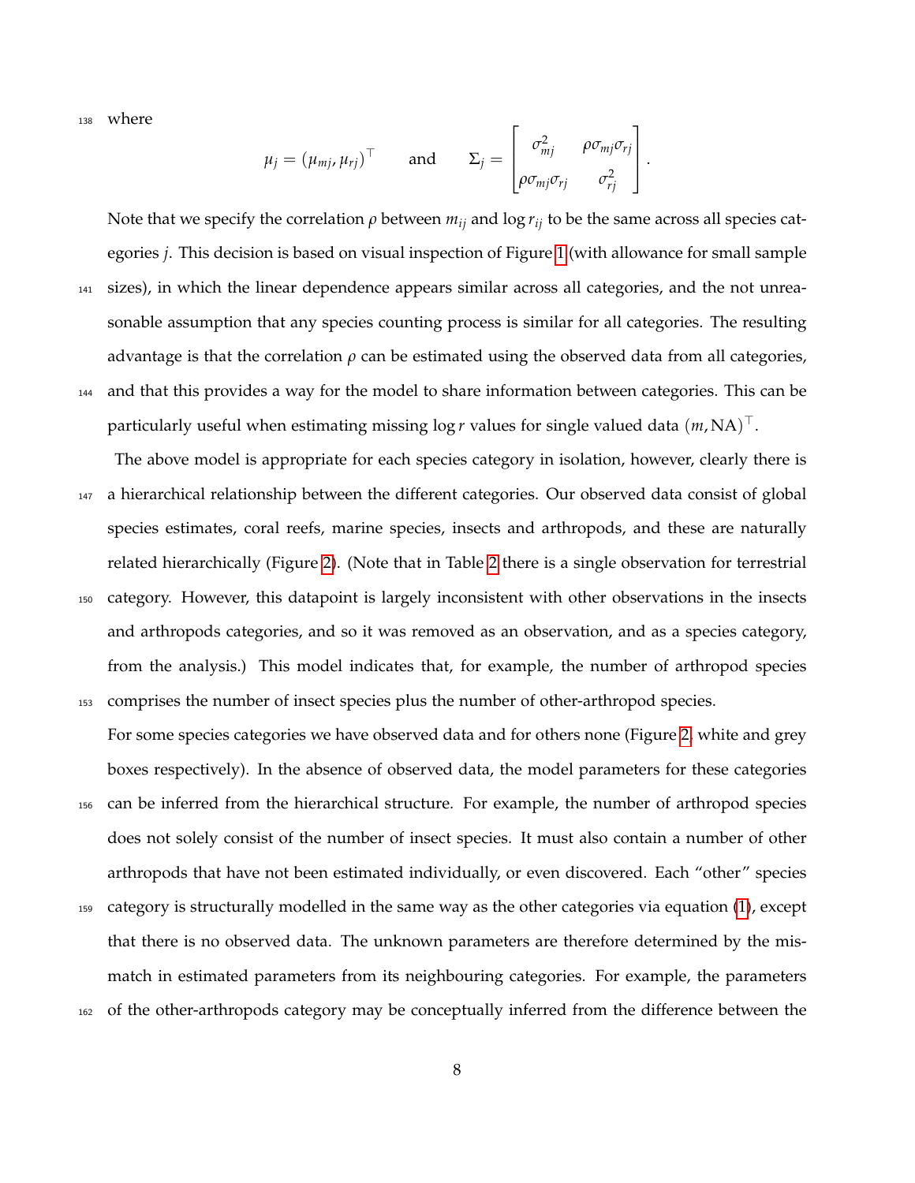where

$$\mu_j = (\mu_{mj}, \mu_{rj})^\top \qquad \text{and} \qquad \Sigma_j = \begin{bmatrix} \sigma_{mj}^2 & \rho\sigma_{mj}\sigma_{rj} \\ \rho\sigma_{mj}\sigma_{rj} & \sigma_{rj}^2 \end{bmatrix}.$$

Note that we specify the correlation $\rho$ between $m_{ij}$ and $\log r_{ij}$ to be the same across all species categories $j$. This decision is based on visual inspection of Figure 1 (with allowance for small sample sizes), in which the linear dependence appears similar across all categories, and the not unreasonable assumption that any species counting process is similar for all categories. The resulting advantage is that the correlation $\rho$ can be estimated using the observed data from all categories, and that this provides a way for the model to share information between categories. This can be particularly useful when estimating missing $\log r$ values for single valued data $(m, \text{NA})^\top$.

The above model is appropriate for each species category in isolation, however, clearly there is a hierarchical relationship between the different categories. Our observed data consist of global species estimates, coral reefs, marine species, insects and arthropods, and these are naturally related hierarchically (Figure 2). (Note that in Table 2 there is a single observation for terrestrial category. However, this datapoint is largely inconsistent with other observations in the insects and arthropods categories, and so it was removed as an observation, and as a species category, from the analysis.) This model indicates that, for example, the number of arthropod species comprises the number of insect species plus the number of other-arthropod species.

For some species categories we have observed data and for others none (Figure 2, white and grey boxes respectively). In the absence of observed data, the model parameters for these categories can be inferred from the hierarchical structure. For example, the number of arthropod species does not solely consist of the number of insect species. It must also contain a number of other arthropods that have not been estimated individually, or even discovered. Each "other" species category is structurally modelled in the same way as the other categories via equation (1), except that there is no observed data. The unknown parameters are therefore determined by the mismatch in estimated parameters from its neighbouring categories. For example, the parameters of the other-arthropods category may be conceptually inferred from the difference between the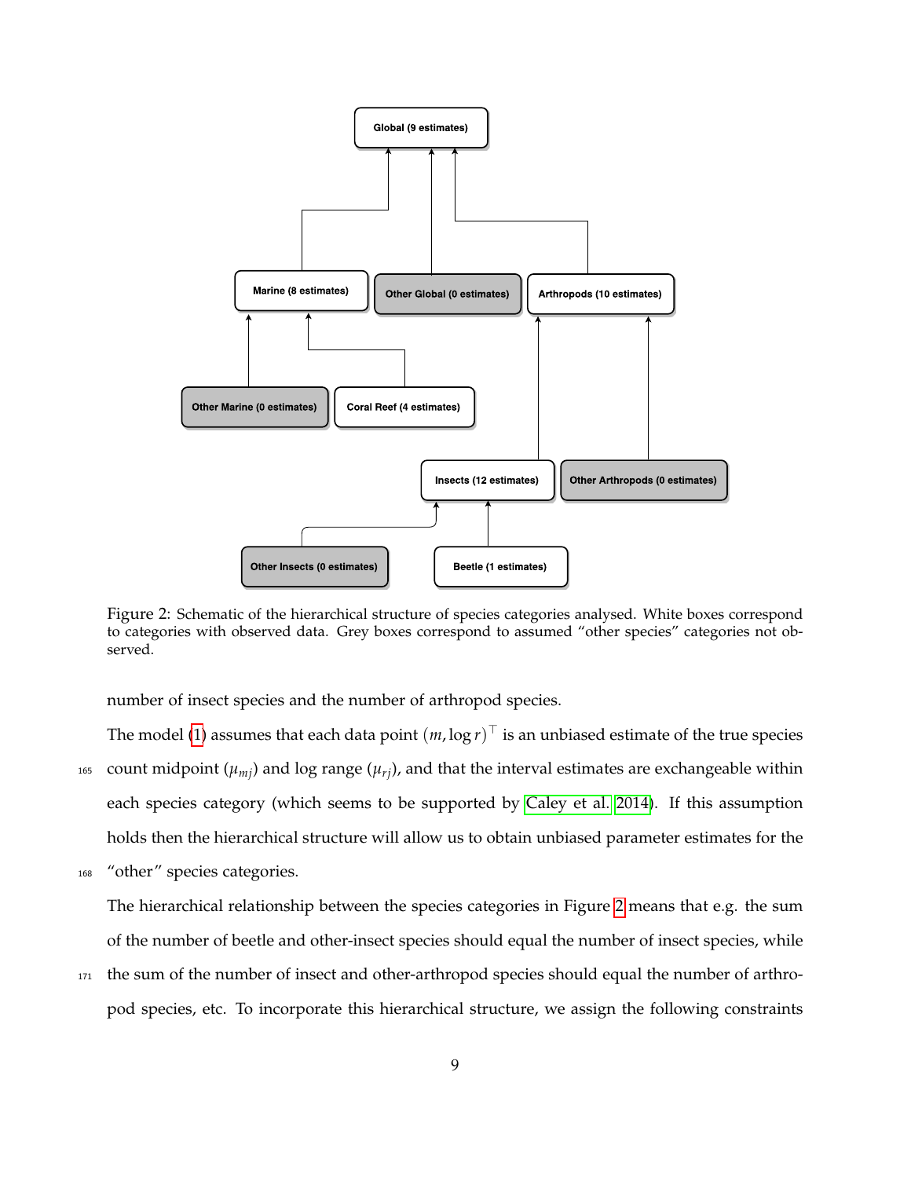Figure 2: Schematic of the hierarchical structure of species categories analysed. White boxes correspond to categories with observed data. Grey boxes correspond to assumed "other species" categories not observed.

number of insect species and the number of arthropod species.

The model (1) assumes that each data point $(m, \log r)^{\top}$ is an unbiased estimate of the true species count midpoint ($\mu_{mj}$) and log range ($\mu_{rj}$), and that the interval estimates are exchangeable within each species category (which seems to be supported by Caley et al. 2014). If this assumption holds then the hierarchical structure will allow us to obtain unbiased parameter estimates for the "other" species categories.

The hierarchical relationship between the species categories in Figure 2 means that e.g. the sum of the number of beetle and other-insect species should equal the number of insect species, while the sum of the number of insect and other-arthropod species should equal the number of arthropod species, etc. To incorporate this hierarchical structure, we assign the following constraints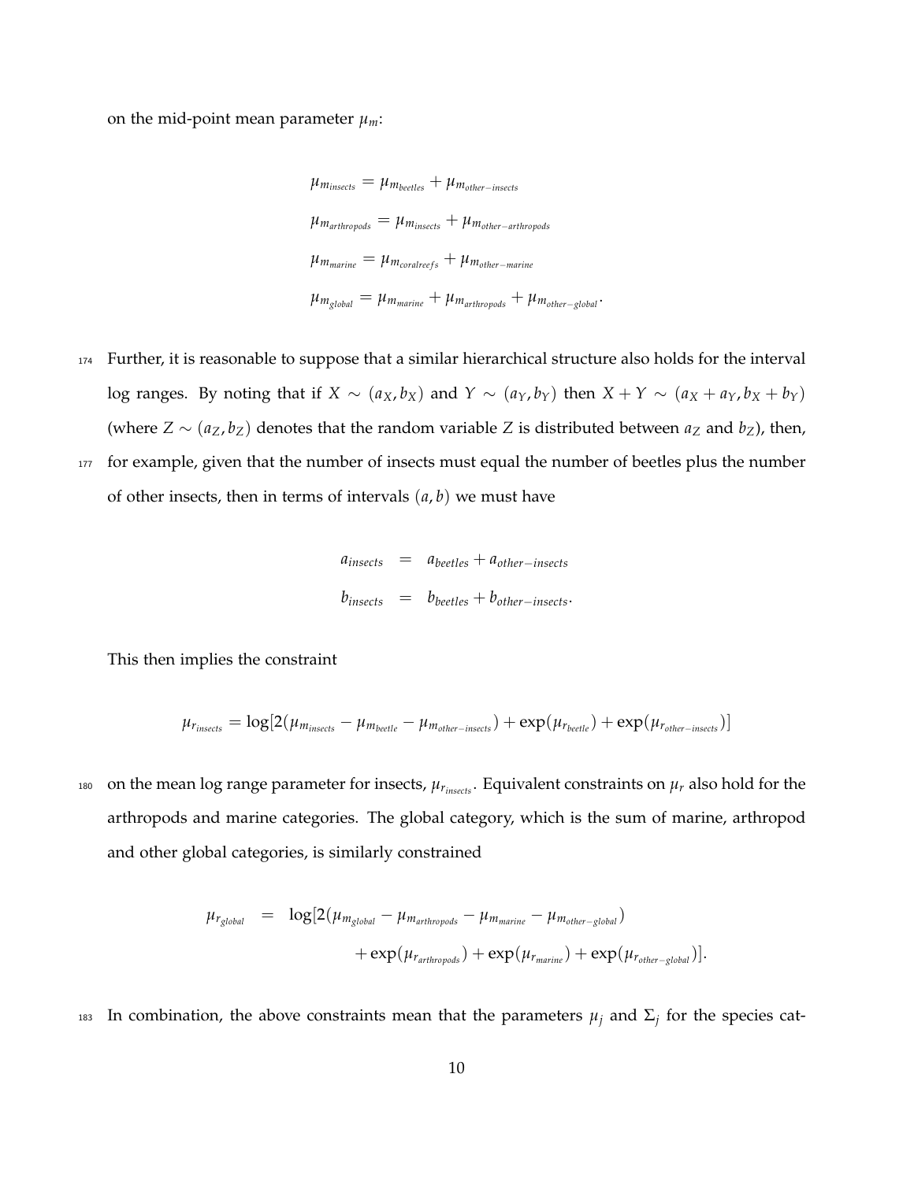on the mid-point mean parameter $\mu_m$:

$$
\begin{aligned}
\mu_{m_{insects}} &= \mu_{m_{beetles}} + \mu_{m_{other-insects}} \\
\mu_{m_{arthropods}} &= \mu_{m_{insects}} + \mu_{m_{other-arthropods}} \\
\mu_{m_{marine}} &= \mu_{m_{coralreefs}} + \mu_{m_{other-marine}} \\
\mu_{m_{global}} &= \mu_{m_{marine}} + \mu_{m_{arthropods}} + \mu_{m_{other-global}}.
\end{aligned}
$$

Further, it is reasonable to suppose that a similar hierarchical structure also holds for the interval log ranges. By noting that if $X \sim (a_X, b_X)$ and $Y \sim (a_Y, b_Y)$ then $X + Y \sim (a_X + a_Y, b_X + b_Y)$ (where $Z \sim (a_Z, b_Z)$ denotes that the random variable $Z$ is distributed between $a_Z$ and $b_Z$), then, for example, given that the number of insects must equal the number of beetles plus the number of other insects, then in terms of intervals $(a, b)$ we must have

$$
\begin{aligned}
a_{insects} &= a_{beetles} + a_{other-insects} \\
b_{insects} &= b_{beetles} + b_{other-insects}.
\end{aligned}
$$

This then implies the constraint

$$
\mu_{r_{insects}} = \log[2(\mu_{m_{insects}} - \mu_{m_{beetle}} - \mu_{m_{other-insects}}) + \exp(\mu_{r_{beetle}}) + \exp(\mu_{r_{other-insects}})]
$$

on the mean log range parameter for insects, $\mu_{r_{insects}}$. Equivalent constraints on $\mu_r$ also hold for the arthropods and marine categories. The global category, which is the sum of marine, arthropod and other global categories, is similarly constrained

$$
\begin{aligned}
\mu_{r_{global}} = \; & \log[2(\mu_{m_{global}} - \mu_{m_{arthropods}} - \mu_{m_{marine}} - \mu_{m_{other-global}}) \\
& + \exp(\mu_{r_{arthropods}}) + \exp(\mu_{r_{marine}}) + \exp(\mu_{r_{other-global}})].
\end{aligned}
$$

In combination, the above constraints mean that the parameters $\mu_j$ and $\Sigma_j$ for the species cat-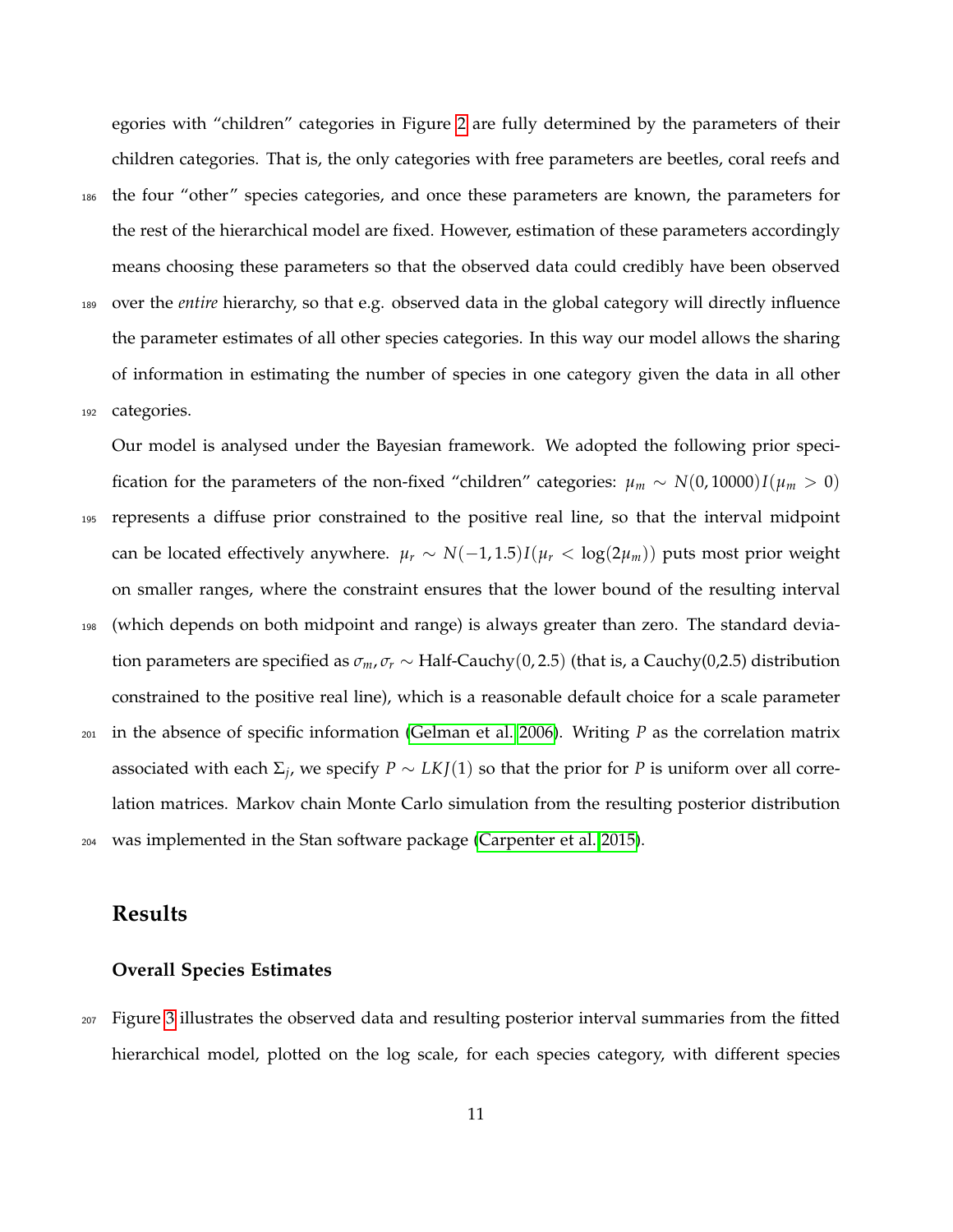egories with "children" categories in Figure 2 are fully determined by the parameters of their children categories. That is, the only categories with free parameters are beetles, coral reefs and the four "other" species categories, and once these parameters are known, the parameters for the rest of the hierarchical model are fixed. However, estimation of these parameters accordingly means choosing these parameters so that the observed data could credibly have been observed over the *entire* hierarchy, so that e.g. observed data in the global category will directly influence the parameter estimates of all other species categories. In this way our model allows the sharing of information in estimating the number of species in one category given the data in all other categories.

Our model is analysed under the Bayesian framework. We adopted the following prior specification for the parameters of the non-fixed "children" categories: $\mu_m \sim N(0, 10000)I(\mu_m > 0)$ represents a diffuse prior constrained to the positive real line, so that the interval midpoint can be located effectively anywhere. $\mu_r \sim N(-1, 1.5)I(\mu_r < \log(2\mu_m))$ puts most prior weight on smaller ranges, where the constraint ensures that the lower bound of the resulting interval (which depends on both midpoint and range) is always greater than zero. The standard deviation parameters are specified as $\sigma_m, \sigma_r \sim$ Half-Cauchy$(0, 2.5)$ (that is, a Cauchy(0,2.5) distribution constrained to the positive real line), which is a reasonable default choice for a scale parameter in the absence of specific information (Gelman et al. 2006). Writing $P$ as the correlation matrix associated with each $\Sigma_j$, we specify $P \sim LKJ(1)$ so that the prior for $P$ is uniform over all correlation matrices. Markov chain Monte Carlo simulation from the resulting posterior distribution was implemented in the Stan software package (Carpenter et al. 2015).

# Results

## Overall Species Estimates

Figure 3 illustrates the observed data and resulting posterior interval summaries from the fitted hierarchical model, plotted on the log scale, for each species category, with different species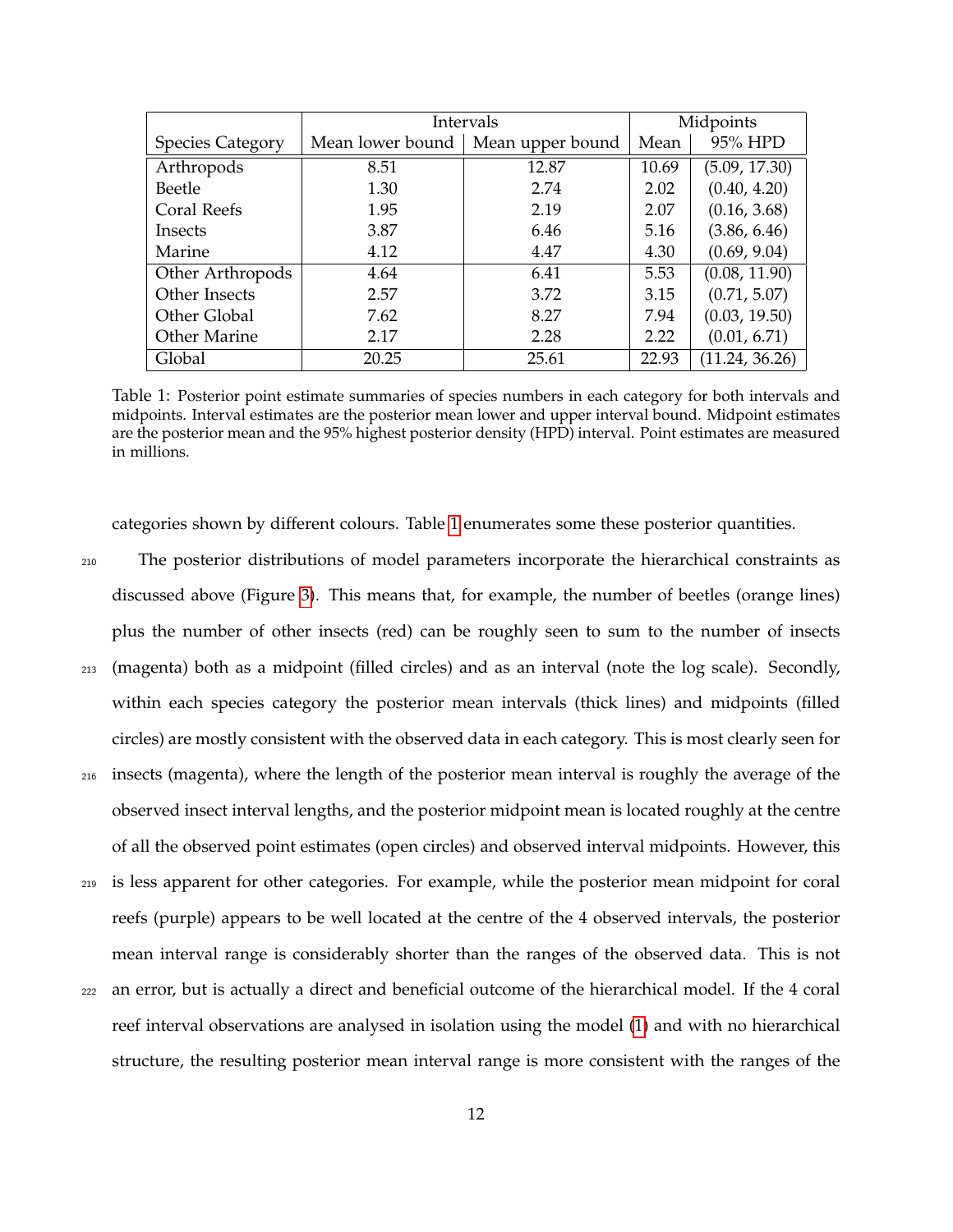| Species Category | Intervals | | Midpoints | |
|---|---|---|---|---|
| | Mean lower bound | Mean upper bound | Mean | 95% HPD |
| Arthropods | 8.51 | 12.87 | 10.69 | (5.09, 17.30) |
| Beetle | 1.30 | 2.74 | 2.02 | (0.40, 4.20) |
| Coral Reefs | 1.95 | 2.19 | 2.07 | (0.16, 3.68) |
| Insects | 3.87 | 6.46 | 5.16 | (3.86, 6.46) |
| Marine | 4.12 | 4.47 | 4.30 | (0.69, 9.04) |
| Other Arthropods | 4.64 | 6.41 | 5.53 | (0.08, 11.90) |
| Other Insects | 2.57 | 3.72 | 3.15 | (0.71, 5.07) |
| Other Global | 7.62 | 8.27 | 7.94 | (0.03, 19.50) |
| Other Marine | 2.17 | 2.28 | 2.22 | (0.01, 6.71) |
| Global | 20.25 | 25.61 | 22.93 | (11.24, 36.26) |

Table 1: Posterior point estimate summaries of species numbers in each category for both intervals and midpoints. Interval estimates are the posterior mean lower and upper interval bound. Midpoint estimates are the posterior mean and the 95% highest posterior density (HPD) interval. Point estimates are measured in millions.

categories shown by different colours. Table 1 enumerates some these posterior quantities.

The posterior distributions of model parameters incorporate the hierarchical constraints as discussed above (Figure 3). This means that, for example, the number of beetles (orange lines) plus the number of other insects (red) can be roughly seen to sum to the number of insects (magenta) both as a midpoint (filled circles) and as an interval (note the log scale). Secondly, within each species category the posterior mean intervals (thick lines) and midpoints (filled circles) are mostly consistent with the observed data in each category. This is most clearly seen for insects (magenta), where the length of the posterior mean interval is roughly the average of the observed insect interval lengths, and the posterior midpoint mean is located roughly at the centre of all the observed point estimates (open circles) and observed interval midpoints. However, this is less apparent for other categories. For example, while the posterior mean midpoint for coral reefs (purple) appears to be well located at the centre of the 4 observed intervals, the posterior mean interval range is considerably shorter than the ranges of the observed data. This is not an error, but is actually a direct and beneficial outcome of the hierarchical model. If the 4 coral reef interval observations are analysed in isolation using the model (1) and with no hierarchical structure, the resulting posterior mean interval range is more consistent with the ranges of the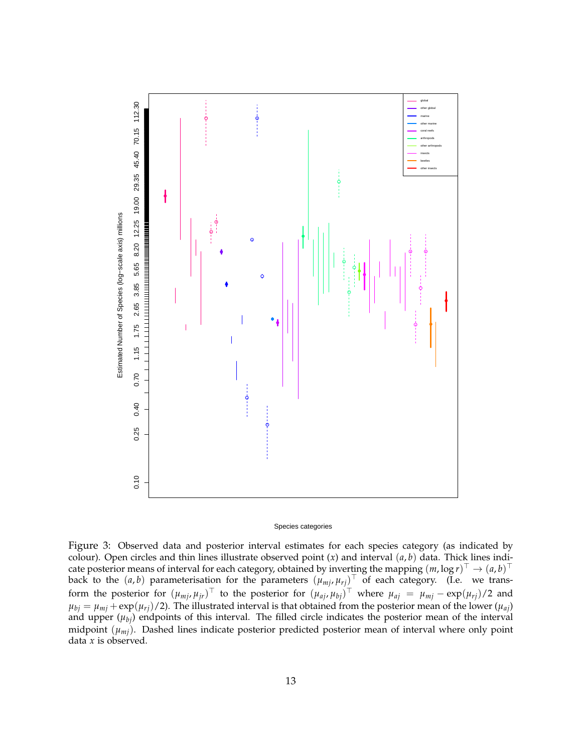Figure 3: Observed data and posterior interval estimates for each species category (as indicated by colour). Open circles and thin lines illustrate observed point ($x$) and interval $(a, b)$ data. Thick lines indicate posterior means of interval for each category, obtained by inverting the mapping $(m, \log r)^\top \to (a, b)^\top$ back to the $(a, b)$ parameterisation for the parameters $(\mu_{mj}, \mu_{rj})^\top$ of each category. (I.e. we transform the posterior for $(\mu_{mj}, \mu_{jr})^\top$ to the posterior for $(\mu_{aj}, \mu_{bj})^\top$ where $\mu_{aj} = \mu_{mj} - \exp(\mu_{rj})/2$ and $\mu_{bj} = \mu_{mj} + \exp(\mu_{rj})/2$). The illustrated interval is that obtained from the posterior mean of the lower ($\mu_{aj}$) and upper ($\mu_{bj}$) endpoints of this interval. The filled circle indicates the posterior mean of the interval midpoint ($\mu_{mj}$). Dashed lines indicate posterior predicted posterior mean of interval where only point data $x$ is observed.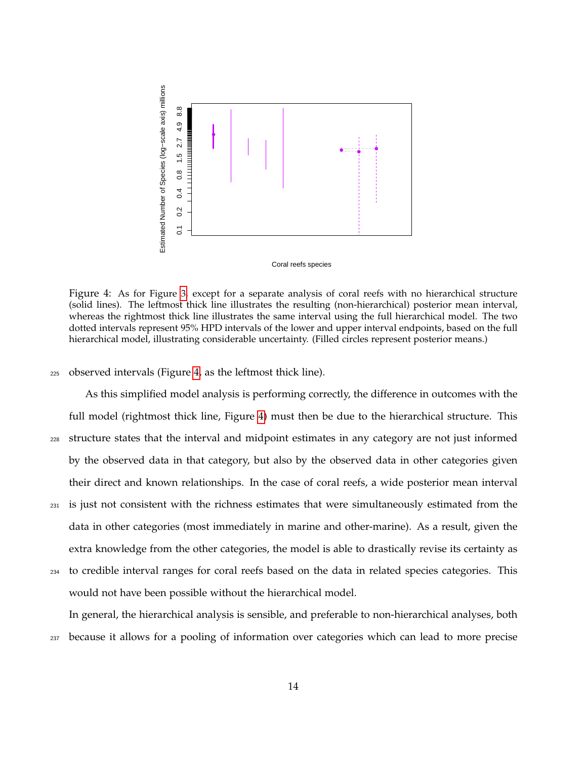Figure 4: As for Figure 3, except for a separate analysis of coral reefs with no hierarchical structure (solid lines). The leftmost thick line illustrates the resulting (non-hierarchical) posterior mean interval, whereas the rightmost thick line illustrates the same interval using the full hierarchical model. The two dotted intervals represent 95% HPD intervals of the lower and upper interval endpoints, based on the full hierarchical model, illustrating considerable uncertainty. (Filled circles represent posterior means.)

observed intervals (Figure 4, as the leftmost thick line).

As this simplified model analysis is performing correctly, the difference in outcomes with the full model (rightmost thick line, Figure 4) must then be due to the hierarchical structure. This structure states that the interval and midpoint estimates in any category are not just informed by the observed data in that category, but also by the observed data in other categories given their direct and known relationships. In the case of coral reefs, a wide posterior mean interval is just not consistent with the richness estimates that were simultaneously estimated from the data in other categories (most immediately in marine and other-marine). As a result, given the extra knowledge from the other categories, the model is able to drastically revise its certainty as to credible interval ranges for coral reefs based on the data in related species categories. This would not have been possible without the hierarchical model.

In general, the hierarchical analysis is sensible, and preferable to non-hierarchical analyses, both because it allows for a pooling of information over categories which can lead to more precise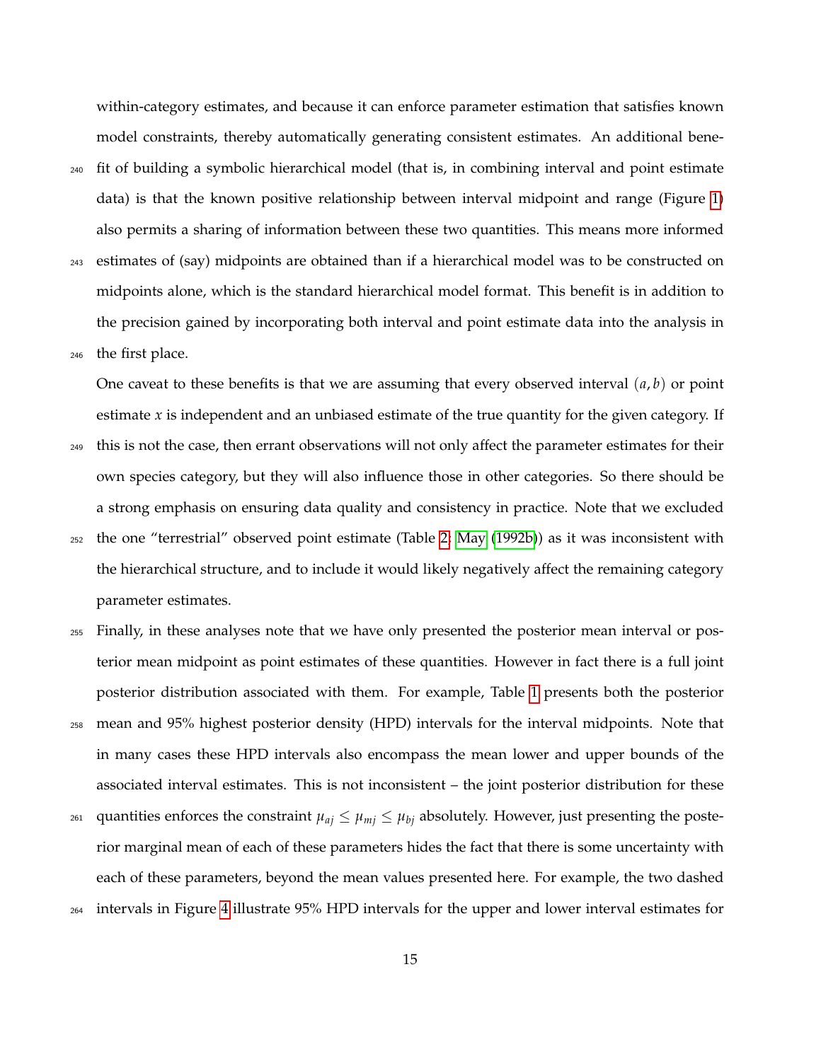within-category estimates, and because it can enforce parameter estimation that satisfies known model constraints, thereby automatically generating consistent estimates. An additional benefit of building a symbolic hierarchical model (that is, in combining interval and point estimate data) is that the known positive relationship between interval midpoint and range (Figure 1) also permits a sharing of information between these two quantities. This means more informed estimates of (say) midpoints are obtained than if a hierarchical model was to be constructed on midpoints alone, which is the standard hierarchical model format. This benefit is in addition to the precision gained by incorporating both interval and point estimate data into the analysis in the first place.

One caveat to these benefits is that we are assuming that every observed interval $(a, b)$ or point estimate $x$ is independent and an unbiased estimate of the true quantity for the given category. If this is not the case, then errant observations will not only affect the parameter estimates for their own species category, but they will also influence those in other categories. So there should be a strong emphasis on ensuring data quality and consistency in practice. Note that we excluded the one "terrestrial" observed point estimate (Table 2; May (1992b)) as it was inconsistent with the hierarchical structure, and to include it would likely negatively affect the remaining category parameter estimates.

Finally, in these analyses note that we have only presented the posterior mean interval or posterior mean midpoint as point estimates of these quantities. However in fact there is a full joint posterior distribution associated with them. For example, Table 1 presents both the posterior mean and 95% highest posterior density (HPD) intervals for the interval midpoints. Note that in many cases these HPD intervals also encompass the mean lower and upper bounds of the associated interval estimates. This is not inconsistent – the joint posterior distribution for these quantities enforces the constraint $\mu_{aj} \leq \mu_{mj} \leq \mu_{bj}$ absolutely. However, just presenting the posterior marginal mean of each of these parameters hides the fact that there is some uncertainty with each of these parameters, beyond the mean values presented here. For example, the two dashed intervals in Figure 4 illustrate 95% HPD intervals for the upper and lower interval estimates for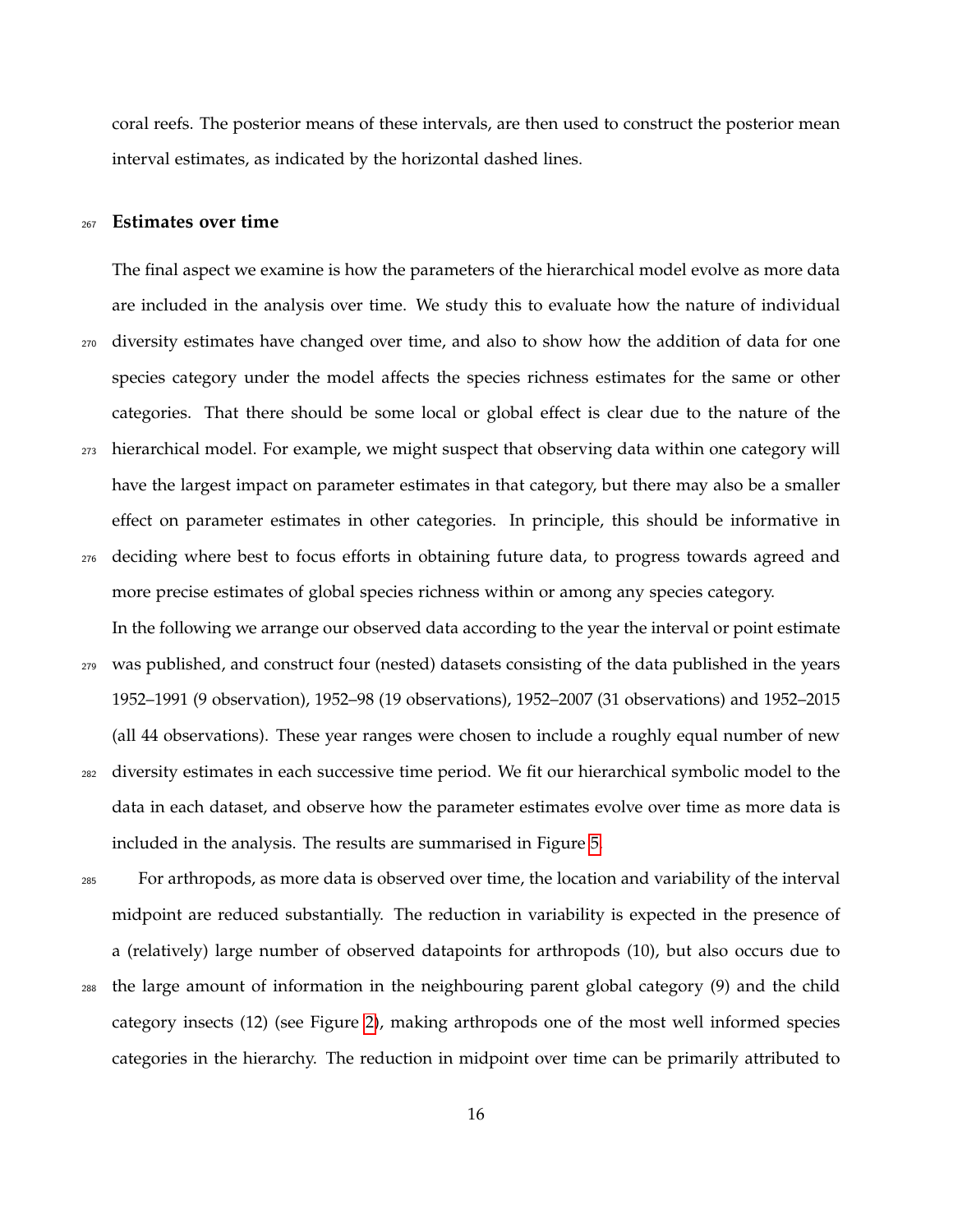coral reefs. The posterior means of these intervals, are then used to construct the posterior mean interval estimates, as indicated by the horizontal dashed lines.

## Estimates over time

The final aspect we examine is how the parameters of the hierarchical model evolve as more data are included in the analysis over time. We study this to evaluate how the nature of individual diversity estimates have changed over time, and also to show how the addition of data for one species category under the model affects the species richness estimates for the same or other categories. That there should be some local or global effect is clear due to the nature of the hierarchical model. For example, we might suspect that observing data within one category will have the largest impact on parameter estimates in that category, but there may also be a smaller effect on parameter estimates in other categories. In principle, this should be informative in deciding where best to focus efforts in obtaining future data, to progress towards agreed and more precise estimates of global species richness within or among any species category.

In the following we arrange our observed data according to the year the interval or point estimate was published, and construct four (nested) datasets consisting of the data published in the years 1952–1991 (9 observation), 1952–98 (19 observations), 1952–2007 (31 observations) and 1952–2015 (all 44 observations). These year ranges were chosen to include a roughly equal number of new diversity estimates in each successive time period. We fit our hierarchical symbolic model to the data in each dataset, and observe how the parameter estimates evolve over time as more data is included in the analysis. The results are summarised in Figure 5.

For arthropods, as more data is observed over time, the location and variability of the interval midpoint are reduced substantially. The reduction in variability is expected in the presence of a (relatively) large number of observed datapoints for arthropods (10), but also occurs due to the large amount of information in the neighbouring parent global category (9) and the child category insects (12) (see Figure 2), making arthropods one of the most well informed species categories in the hierarchy. The reduction in midpoint over time can be primarily attributed to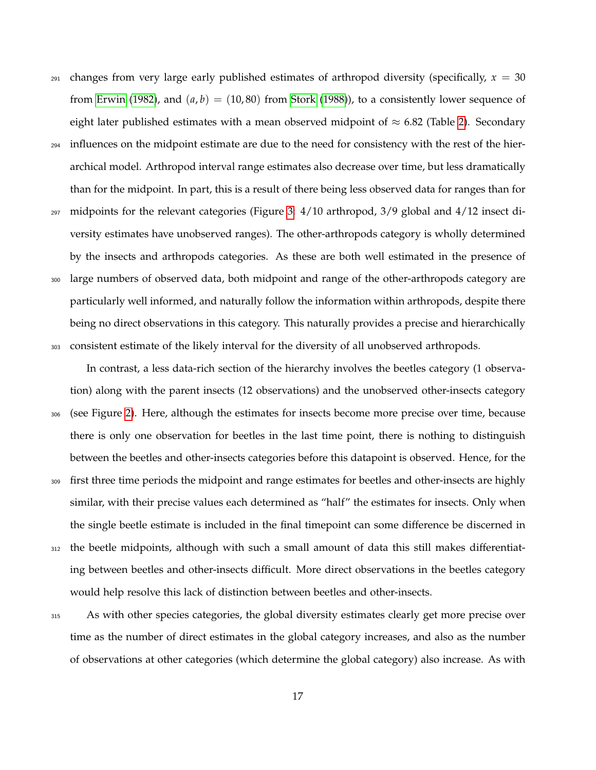changes from very large early published estimates of arthropod diversity (specifically, $x = 30$ from Erwin (1982), and $(a, b) = (10, 80)$ from Stork (1988)), to a consistently lower sequence of eight later published estimates with a mean observed midpoint of $\approx 6.82$ (Table 2). Secondary influences on the midpoint estimate are due to the need for consistency with the rest of the hierarchical model. Arthropod interval range estimates also decrease over time, but less dramatically than for the midpoint. In part, this is a result of there being less observed data for ranges than for midpoints for the relevant categories (Figure 3: 4/10 arthropod, 3/9 global and 4/12 insect diversity estimates have unobserved ranges). The other-arthropods category is wholly determined by the insects and arthropods categories. As these are both well estimated in the presence of large numbers of observed data, both midpoint and range of the other-arthropods category are particularly well informed, and naturally follow the information within arthropods, despite there being no direct observations in this category. This naturally provides a precise and hierarchically consistent estimate of the likely interval for the diversity of all unobserved arthropods.

In contrast, a less data-rich section of the hierarchy involves the beetles category (1 observation) along with the parent insects (12 observations) and the unobserved other-insects category (see Figure 2). Here, although the estimates for insects become more precise over time, because there is only one observation for beetles in the last time point, there is nothing to distinguish between the beetles and other-insects categories before this datapoint is observed. Hence, for the first three time periods the midpoint and range estimates for beetles and other-insects are highly similar, with their precise values each determined as "half" the estimates for insects. Only when the single beetle estimate is included in the final timepoint can some difference be discerned in the beetle midpoints, although with such a small amount of data this still makes differentiating between beetles and other-insects difficult. More direct observations in the beetles category would help resolve this lack of distinction between beetles and other-insects.

As with other species categories, the global diversity estimates clearly get more precise over time as the number of direct estimates in the global category increases, and also as the number of observations at other categories (which determine the global category) also increase. As with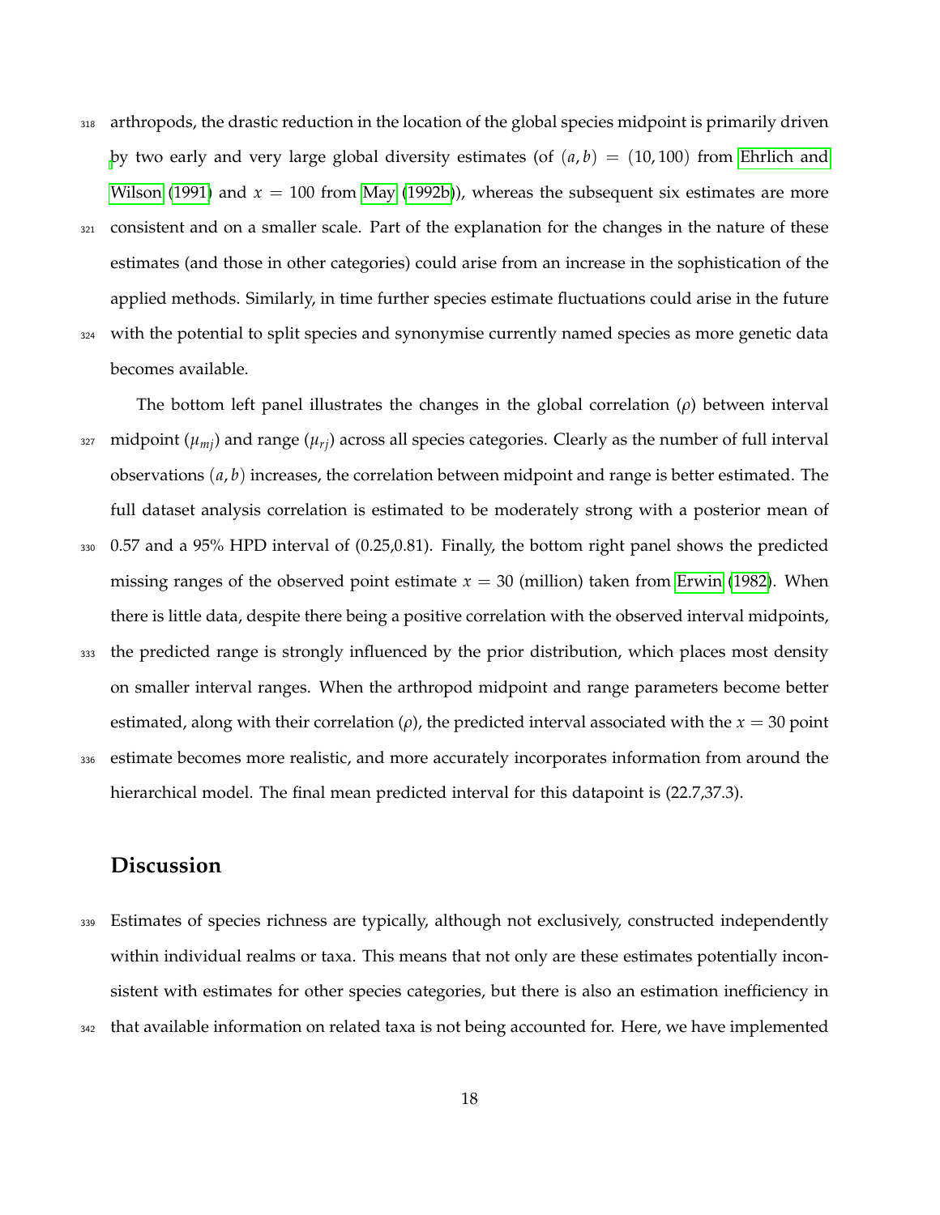arthropods, the drastic reduction in the location of the global species midpoint is primarily driven by two early and very large global diversity estimates (of $(a, b) = (10, 100)$ from Ehrlich and Wilson (1991) and $x = 100$ from May (1992b)), whereas the subsequent six estimates are more consistent and on a smaller scale. Part of the explanation for the changes in the nature of these estimates (and those in other categories) could arise from an increase in the sophistication of the applied methods. Similarly, in time further species estimate fluctuations could arise in the future with the potential to split species and synonymise currently named species as more genetic data becomes available.

The bottom left panel illustrates the changes in the global correlation ($\rho$) between interval midpoint ($\mu_{mj}$) and range ($\mu_{rj}$) across all species categories. Clearly as the number of full interval observations $(a, b)$ increases, the correlation between midpoint and range is better estimated. The full dataset analysis correlation is estimated to be moderately strong with a posterior mean of 0.57 and a 95% HPD interval of (0.25,0.81). Finally, the bottom right panel shows the predicted missing ranges of the observed point estimate $x = 30$ (million) taken from Erwin (1982). When there is little data, despite there being a positive correlation with the observed interval midpoints, the predicted range is strongly influenced by the prior distribution, which places most density on smaller interval ranges. When the arthropod midpoint and range parameters become better estimated, along with their correlation ($\rho$), the predicted interval associated with the $x = 30$ point estimate becomes more realistic, and more accurately incorporates information from around the hierarchical model. The final mean predicted interval for this datapoint is (22.7,37.3).

## Discussion

Estimates of species richness are typically, although not exclusively, constructed independently within individual realms or taxa. This means that not only are these estimates potentially inconsistent with estimates for other species categories, but there is also an estimation inefficiency in that available information on related taxa is not being accounted for. Here, we have implemented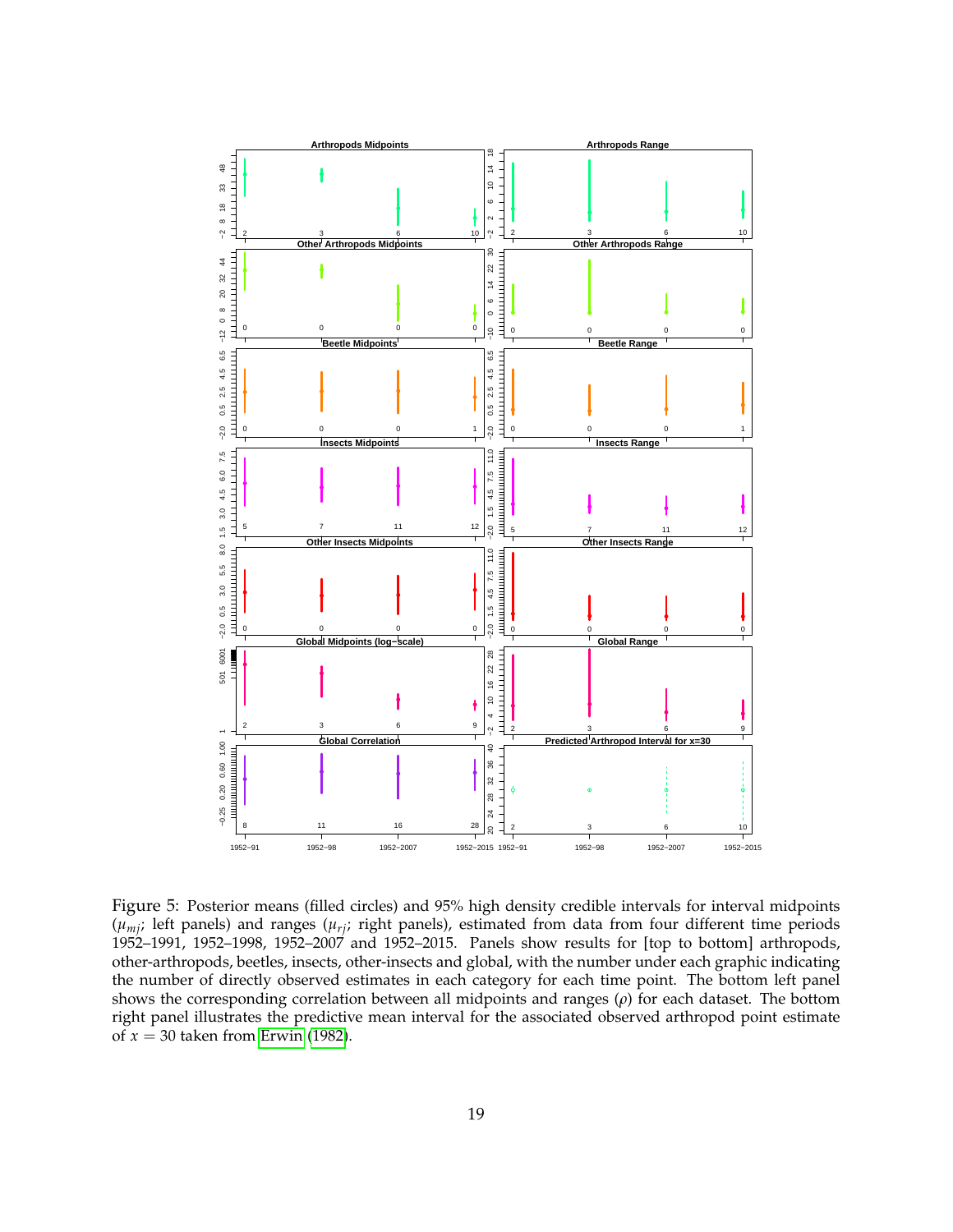Figure 5: Posterior means (filled circles) and 95% high density credible intervals for interval midpoints ($\mu_{mj}$; left panels) and ranges ($\mu_{rj}$; right panels), estimated from data from four different time periods 1952–1991, 1952–1998, 1952–2007 and 1952–2015. Panels show results for [top to bottom] arthropods, other-arthropods, beetles, insects, other-insects and global, with the number under each graphic indicating the number of directly observed estimates in each category for each time point. The bottom left panel shows the corresponding correlation between all midpoints and ranges ($\rho$) for each dataset. The bottom right panel illustrates the predictive mean interval for the associated observed arthropod point estimate of $x = 30$ taken from Erwin (1982).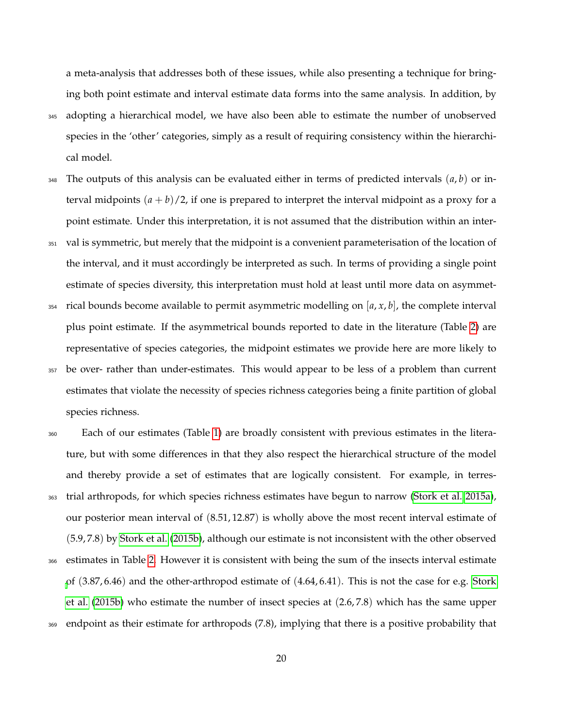a meta-analysis that addresses both of these issues, while also presenting a technique for bringing both point estimate and interval estimate data forms into the same analysis. In addition, by adopting a hierarchical model, we have also been able to estimate the number of unobserved species in the 'other' categories, simply as a result of requiring consistency within the hierarchical model.

The outputs of this analysis can be evaluated either in terms of predicted intervals $(a, b)$ or interval midpoints $(a + b)/2$, if one is prepared to interpret the interval midpoint as a proxy for a point estimate. Under this interpretation, it is not assumed that the distribution within an interval is symmetric, but merely that the midpoint is a convenient parameterisation of the location of the interval, and it must accordingly be interpreted as such. In terms of providing a single point estimate of species diversity, this interpretation must hold at least until more data on asymmetrical bounds become available to permit asymmetric modelling on $[a, x, b]$, the complete interval plus point estimate. If the asymmetrical bounds reported to date in the literature (Table 2) are representative of species categories, the midpoint estimates we provide here are more likely to be over- rather than under-estimates. This would appear to be less of a problem than current estimates that violate the necessity of species richness categories being a finite partition of global species richness.

Each of our estimates (Table 1) are broadly consistent with previous estimates in the literature, but with some differences in that they also respect the hierarchical structure of the model and thereby provide a set of estimates that are logically consistent. For example, in terrestrial arthropods, for which species richness estimates have begun to narrow (Stork et al. 2015a), our posterior mean interval of $(8.51, 12.87)$ is wholly above the most recent interval estimate of $(5.9, 7.8)$ by Stork et al. (2015b), although our estimate is not inconsistent with the other observed estimates in Table 2. However it is consistent with being the sum of the insects interval estimate of $(3.87, 6.46)$ and the other-arthropod estimate of $(4.64, 6.41)$. This is not the case for e.g. Stork et al. (2015b) who estimate the number of insect species at $(2.6, 7.8)$ which has the same upper endpoint as their estimate for arthropods (7.8), implying that there is a positive probability that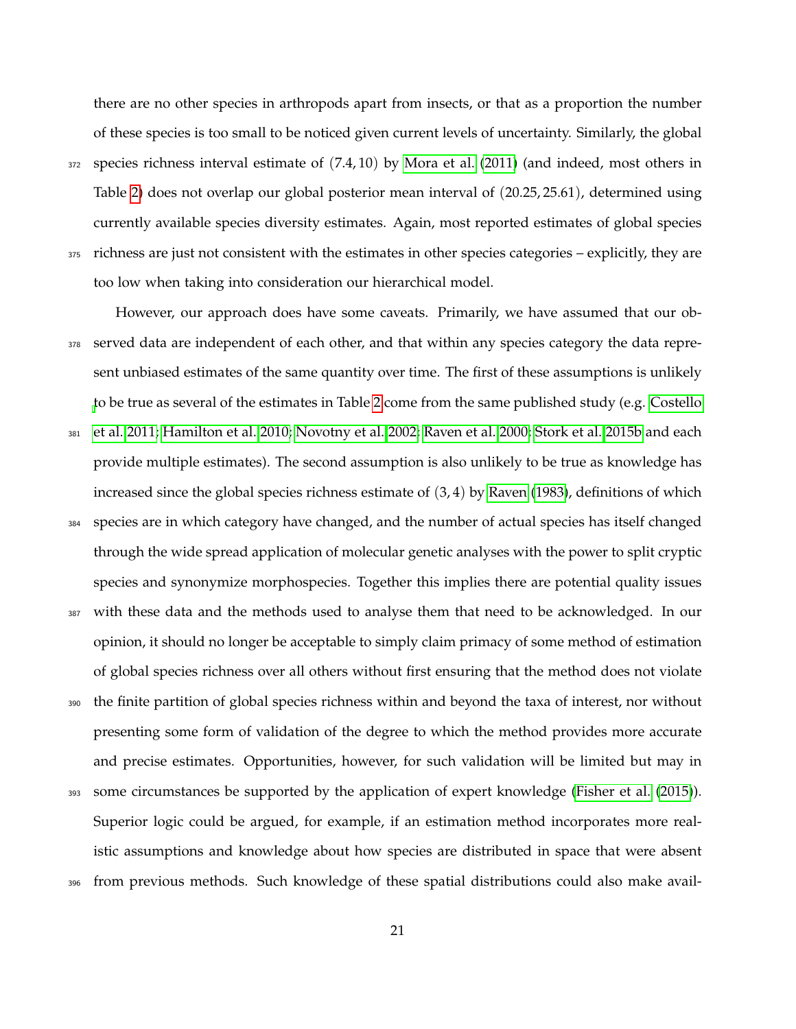there are no other species in arthropods apart from insects, or that as a proportion the number of these species is too small to be noticed given current levels of uncertainty. Similarly, the global species richness interval estimate of $(7.4, 10)$ by Mora et al. (2011) (and indeed, most others in Table 2) does not overlap our global posterior mean interval of $(20.25, 25.61)$, determined using currently available species diversity estimates. Again, most reported estimates of global species richness are just not consistent with the estimates in other species categories – explicitly, they are too low when taking into consideration our hierarchical model.

However, our approach does have some caveats. Primarily, we have assumed that our observed data are independent of each other, and that within any species category the data represent unbiased estimates of the same quantity over time. The first of these assumptions is unlikely to be true as several of the estimates in Table 2 come from the same published study (e.g. Costello et al. 2011; Hamilton et al. 2010; Novotny et al. 2002; Raven et al. 2000; Stork et al. 2015b and each provide multiple estimates). The second assumption is also unlikely to be true as knowledge has increased since the global species richness estimate of $(3, 4)$ by Raven (1983), definitions of which species are in which category have changed, and the number of actual species has itself changed through the wide spread application of molecular genetic analyses with the power to split cryptic species and synonymize morphospecies. Together this implies there are potential quality issues with these data and the methods used to analyse them that need to be acknowledged. In our opinion, it should no longer be acceptable to simply claim primacy of some method of estimation of global species richness over all others without first ensuring that the method does not violate the finite partition of global species richness within and beyond the taxa of interest, nor without presenting some form of validation of the degree to which the method provides more accurate and precise estimates. Opportunities, however, for such validation will be limited but may in some circumstances be supported by the application of expert knowledge (Fisher et al. (2015)). Superior logic could be argued, for example, if an estimation method incorporates more realistic assumptions and knowledge about how species are distributed in space that were absent from previous methods. Such knowledge of these spatial distributions could also make avail-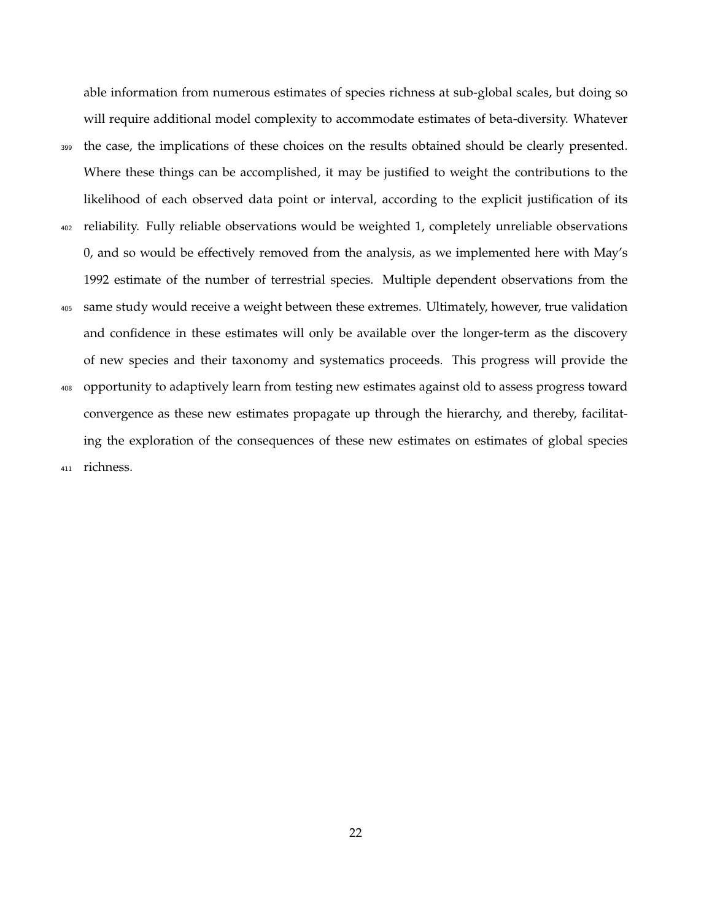able information from numerous estimates of species richness at sub-global scales, but doing so will require additional model complexity to accommodate estimates of beta-diversity. Whatever the case, the implications of these choices on the results obtained should be clearly presented. Where these things can be accomplished, it may be justified to weight the contributions to the likelihood of each observed data point or interval, according to the explicit justification of its reliability. Fully reliable observations would be weighted 1, completely unreliable observations 0, and so would be effectively removed from the analysis, as we implemented here with May's 1992 estimate of the number of terrestrial species. Multiple dependent observations from the same study would receive a weight between these extremes. Ultimately, however, true validation and confidence in these estimates will only be available over the longer-term as the discovery of new species and their taxonomy and systematics proceeds. This progress will provide the opportunity to adaptively learn from testing new estimates against old to assess progress toward convergence as these new estimates propagate up through the hierarchy, and thereby, facilitating the exploration of the consequences of these new estimates on estimates of global species richness.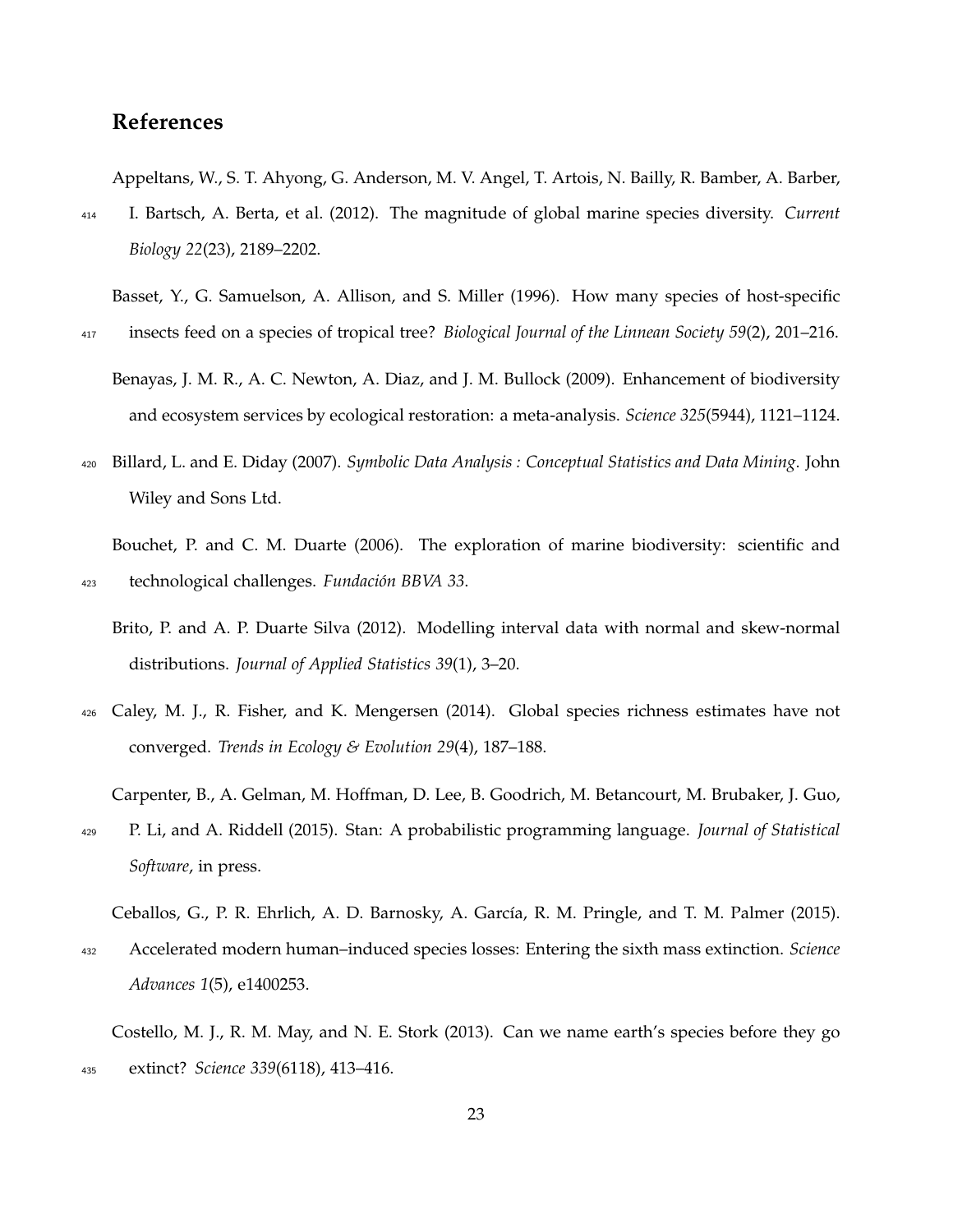## References

Appeltans, W., S. T. Ahyong, G. Anderson, M. V. Angel, T. Artois, N. Bailly, R. Bamber, A. Barber, I. Bartsch, A. Berta, et al. (2012). The magnitude of global marine species diversity. *Current Biology 22*(23), 2189–2202.

Basset, Y., G. Samuelson, A. Allison, and S. Miller (1996). How many species of host-specific insects feed on a species of tropical tree? *Biological Journal of the Linnean Society 59*(2), 201–216.

Benayas, J. M. R., A. C. Newton, A. Diaz, and J. M. Bullock (2009). Enhancement of biodiversity and ecosystem services by ecological restoration: a meta-analysis. *Science 325*(5944), 1121–1124.

Billard, L. and E. Diday (2007). *Symbolic Data Analysis : Conceptual Statistics and Data Mining*. John Wiley and Sons Ltd.

Bouchet, P. and C. M. Duarte (2006). The exploration of marine biodiversity: scientific and technological challenges. *Fundación BBVA 33*.

Brito, P. and A. P. Duarte Silva (2012). Modelling interval data with normal and skew-normal distributions. *Journal of Applied Statistics 39*(1), 3–20.

Caley, M. J., R. Fisher, and K. Mengersen (2014). Global species richness estimates have not converged. *Trends in Ecology & Evolution 29*(4), 187–188.

Carpenter, B., A. Gelman, M. Hoffman, D. Lee, B. Goodrich, M. Betancourt, M. Brubaker, J. Guo, P. Li, and A. Riddell (2015). Stan: A probabilistic programming language. *Journal of Statistical Software*, in press.

Ceballos, G., P. R. Ehrlich, A. D. Barnosky, A. García, R. M. Pringle, and T. M. Palmer (2015). Accelerated modern human–induced species losses: Entering the sixth mass extinction. *Science Advances 1*(5), e1400253.

Costello, M. J., R. M. May, and N. E. Stork (2013). Can we name earth's species before they go extinct? *Science 339*(6118), 413–416.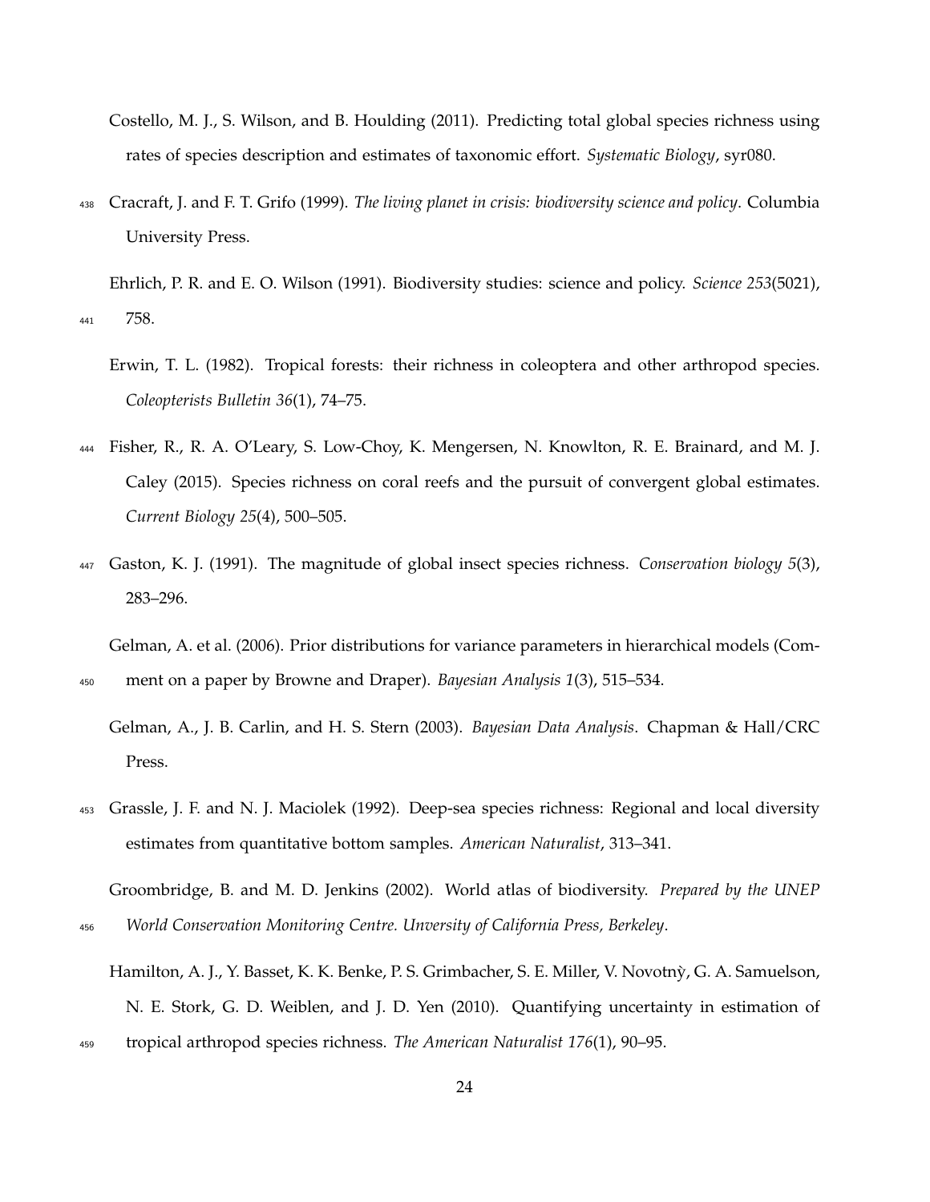Costello, M. J., S. Wilson, and B. Houlding (2011). Predicting total global species richness using rates of species description and estimates of taxonomic effort. *Systematic Biology*, syr080.

Cracraft, J. and F. T. Grifo (1999). *The living planet in crisis: biodiversity science and policy*. Columbia University Press.

Ehrlich, P. R. and E. O. Wilson (1991). Biodiversity studies: science and policy. *Science 253*(5021), 758.

Erwin, T. L. (1982). Tropical forests: their richness in coleoptera and other arthropod species. *Coleopterists Bulletin 36*(1), 74–75.

Fisher, R., R. A. O'Leary, S. Low-Choy, K. Mengersen, N. Knowlton, R. E. Brainard, and M. J. Caley (2015). Species richness on coral reefs and the pursuit of convergent global estimates. *Current Biology 25*(4), 500–505.

Gaston, K. J. (1991). The magnitude of global insect species richness. *Conservation biology 5*(3), 283–296.

Gelman, A. et al. (2006). Prior distributions for variance parameters in hierarchical models (Comment on a paper by Browne and Draper). *Bayesian Analysis 1*(3), 515–534.

Gelman, A., J. B. Carlin, and H. S. Stern (2003). *Bayesian Data Analysis*. Chapman & Hall/CRC Press.

Grassle, J. F. and N. J. Maciolek (1992). Deep-sea species richness: Regional and local diversity estimates from quantitative bottom samples. *American Naturalist*, 313–341.

Groombridge, B. and M. D. Jenkins (2002). World atlas of biodiversity. *Prepared by the UNEP World Conservation Monitoring Centre. Unversity of California Press, Berkeley*.

Hamilton, A. J., Y. Basset, K. K. Benke, P. S. Grimbacher, S. E. Miller, V. Novotnỳ, G. A. Samuelson, N. E. Stork, G. D. Weiblen, and J. D. Yen (2010). Quantifying uncertainty in estimation of tropical arthropod species richness. *The American Naturalist 176*(1), 90–95.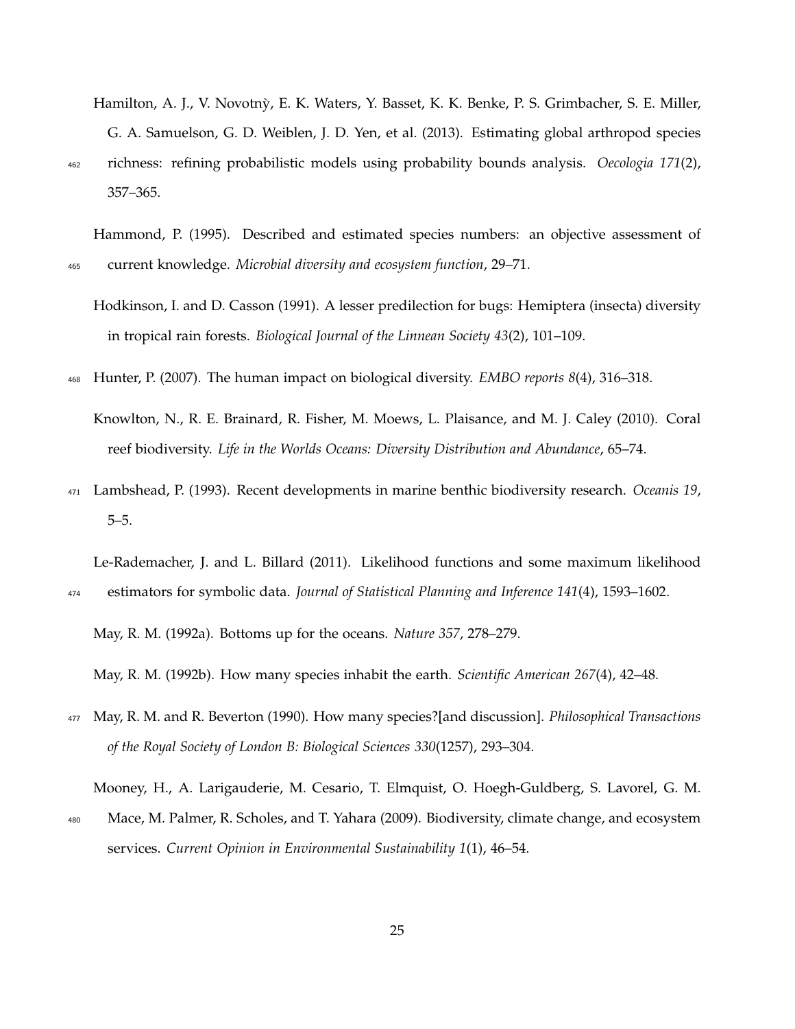Hamilton, A. J., V. Novotnỳ, E. K. Waters, Y. Basset, K. K. Benke, P. S. Grimbacher, S. E. Miller, G. A. Samuelson, G. D. Weiblen, J. D. Yen, et al. (2013). Estimating global arthropod species richness: refining probabilistic models using probability bounds analysis. *Oecologia 171*(2), 357–365.

Hammond, P. (1995). Described and estimated species numbers: an objective assessment of current knowledge. *Microbial diversity and ecosystem function*, 29–71.

Hodkinson, I. and D. Casson (1991). A lesser predilection for bugs: Hemiptera (insecta) diversity in tropical rain forests. *Biological Journal of the Linnean Society 43*(2), 101–109.

Hunter, P. (2007). The human impact on biological diversity. *EMBO reports 8*(4), 316–318.

Knowlton, N., R. E. Brainard, R. Fisher, M. Moews, L. Plaisance, and M. J. Caley (2010). Coral reef biodiversity. *Life in the Worlds Oceans: Diversity Distribution and Abundance*, 65–74.

Lambshead, P. (1993). Recent developments in marine benthic biodiversity research. *Oceanis 19*, 5–5.

Le-Rademacher, J. and L. Billard (2011). Likelihood functions and some maximum likelihood estimators for symbolic data. *Journal of Statistical Planning and Inference 141*(4), 1593–1602.

May, R. M. (1992a). Bottoms up for the oceans. *Nature 357*, 278–279.

May, R. M. (1992b). How many species inhabit the earth. *Scientific American 267*(4), 42–48.

May, R. M. and R. Beverton (1990). How many species?[and discussion]. *Philosophical Transactions of the Royal Society of London B: Biological Sciences 330*(1257), 293–304.

Mooney, H., A. Larigauderie, M. Cesario, T. Elmquist, O. Hoegh-Guldberg, S. Lavorel, G. M. Mace, M. Palmer, R. Scholes, and T. Yahara (2009). Biodiversity, climate change, and ecosystem services. *Current Opinion in Environmental Sustainability 1*(1), 46–54.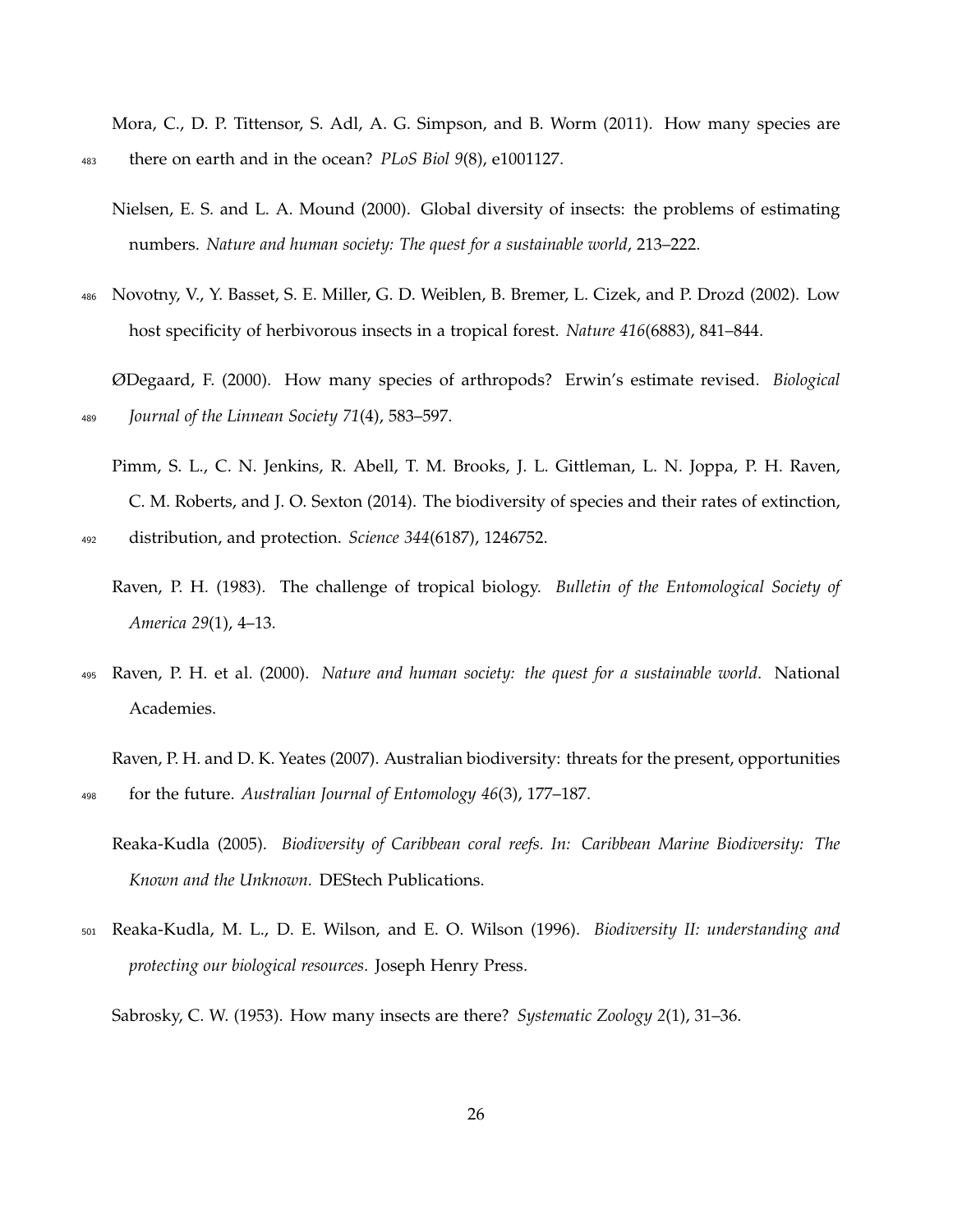Mora, C., D. P. Tittensor, S. Adl, A. G. Simpson, and B. Worm (2011). How many species are there on earth and in the ocean? *PLoS Biol 9*(8), e1001127.

Nielsen, E. S. and L. A. Mound (2000). Global diversity of insects: the problems of estimating numbers. *Nature and human society: The quest for a sustainable world*, 213–222.

Novotny, V., Y. Basset, S. E. Miller, G. D. Weiblen, B. Bremer, L. Cizek, and P. Drozd (2002). Low host specificity of herbivorous insects in a tropical forest. *Nature 416*(6883), 841–844.

ØDegaard, F. (2000). How many species of arthropods? Erwin's estimate revised. *Biological Journal of the Linnean Society 71*(4), 583–597.

Pimm, S. L., C. N. Jenkins, R. Abell, T. M. Brooks, J. L. Gittleman, L. N. Joppa, P. H. Raven, C. M. Roberts, and J. O. Sexton (2014). The biodiversity of species and their rates of extinction, distribution, and protection. *Science 344*(6187), 1246752.

Raven, P. H. (1983). The challenge of tropical biology. *Bulletin of the Entomological Society of America 29*(1), 4–13.

Raven, P. H. et al. (2000). *Nature and human society: the quest for a sustainable world*. National Academies.

Raven, P. H. and D. K. Yeates (2007). Australian biodiversity: threats for the present, opportunities for the future. *Australian Journal of Entomology 46*(3), 177–187.

Reaka-Kudla (2005). *Biodiversity of Caribbean coral reefs. In: Caribbean Marine Biodiversity: The Known and the Unknown.* DEStech Publications.

Reaka-Kudla, M. L., D. E. Wilson, and E. O. Wilson (1996). *Biodiversity II: understanding and protecting our biological resources*. Joseph Henry Press.

Sabrosky, C. W. (1953). How many insects are there? *Systematic Zoology 2*(1), 31–36.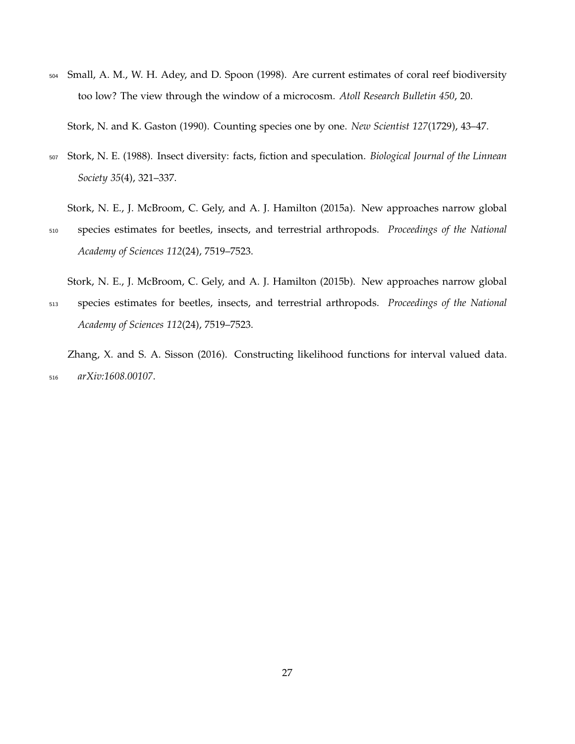Small, A. M., W. H. Adey, and D. Spoon (1998). Are current estimates of coral reef biodiversity too low? The view through the window of a microcosm. *Atoll Research Bulletin 450*, 20.

Stork, N. and K. Gaston (1990). Counting species one by one. *New Scientist 127*(1729), 43–47.

Stork, N. E. (1988). Insect diversity: facts, fiction and speculation. *Biological Journal of the Linnean Society 35*(4), 321–337.

Stork, N. E., J. McBroom, C. Gely, and A. J. Hamilton (2015a). New approaches narrow global species estimates for beetles, insects, and terrestrial arthropods. *Proceedings of the National Academy of Sciences 112*(24), 7519–7523.

Stork, N. E., J. McBroom, C. Gely, and A. J. Hamilton (2015b). New approaches narrow global species estimates for beetles, insects, and terrestrial arthropods. *Proceedings of the National Academy of Sciences 112*(24), 7519–7523.

Zhang, X. and S. A. Sisson (2016). Constructing likelihood functions for interval valued data. *arXiv:1608.00107*.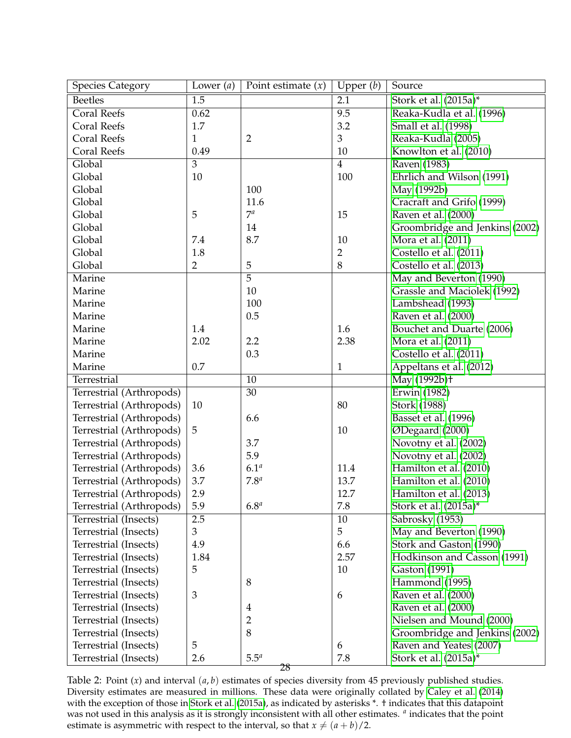| Species Category | Lower ($a$) | Point estimate ($x$) | Upper ($b$) | Source |
|---|---|---|---|---|
| Beetles | 1.5 | | 2.1 | Stork et al. (2015a)* |
| Coral Reefs | 0.62 | | 9.5 | Reaka-Kudla et al. (1996) |
| Coral Reefs | 1.7 | | 3.2 | Small et al. (1998) |
| Coral Reefs | 1 | 2 | 3 | Reaka-Kudla (2005) |
| Coral Reefs | 0.49 | | 10 | Knowlton et al. (2010) |
| Global | 3 | | 4 | Raven (1983) |
| Global | 10 | | 100 | Ehrlich and Wilson (1991) |
| Global | | 100 | | May (1992b) |
| Global | | 11.6 | | Cracraft and Grifo (1999) |
| Global | 5 | 7[a] | 15 | Raven et al. (2000) |
| Global | | 14 | | Groombridge and Jenkins (2002) |
| Global | 7.4 | 8.7 | 10 | Mora et al. (2011) |
| Global | 1.8 | | 2 | Costello et al. (2011) |
| Global | 2 | 5 | 8 | Costello et al. (2013) |
| Marine | | 5 | | May and Beverton (1990) |
| Marine | | 10 | | Grassle and Maciolek (1992) |
| Marine | | 100 | | Lambshead (1993) |
| Marine | | 0.5 | | Raven et al. (2000) |
| Marine | 1.4 | | 1.6 | Bouchet and Duarte (2006) |
| Marine | 2.02 | 2.2 | 2.38 | Mora et al. (2011) |
| Marine | | 0.3 | | Costello et al. (2011) |
| Marine | 0.7 | | 1 | Appeltans et al. (2012) |
| Terrestrial | | 10 | | May (1992b)† |
| Terrestrial (Arthropods) | | 30 | | Erwin (1982) |
| Terrestrial (Arthropods) | 10 | | 80 | Stork (1988) |
| Terrestrial (Arthropods) | | 6.6 | | Basset et al. (1996) |
| Terrestrial (Arthropods) | 5 | | 10 | ØDegaard (2000) |
| Terrestrial (Arthropods) | | 3.7 | | Novotny et al. (2002) |
| Terrestrial (Arthropods) | | 5.9 | | Novotny et al. (2002) |
| Terrestrial (Arthropods) | 3.6 | 6.1[a] | 11.4 | Hamilton et al. (2010) |
| Terrestrial (Arthropods) | 3.7 | 7.8[a] | 13.7 | Hamilton et al. (2010) |
| Terrestrial (Arthropods) | 2.9 | | 12.7 | Hamilton et al. (2013) |
| Terrestrial (Arthropods) | 5.9 | 6.8[a] | 7.8 | Stork et al. (2015a)* |
| Terrestrial (Insects) | 2.5 | | 10 | Sabrosky (1953) |
| Terrestrial (Insects) | 3 | | 5 | May and Beverton (1990) |
| Terrestrial (Insects) | 4.9 | | 6.6 | Stork and Gaston (1990) |
| Terrestrial (Insects) | 1.84 | | 2.57 | Hodkinson and Casson (1991) |
| Terrestrial (Insects) | 5 | | 10 | Gaston (1991) |
| Terrestrial (Insects) | | 8 | | Hammond (1995) |
| Terrestrial (Insects) | 3 | | 6 | Raven et al. (2000) |
| Terrestrial (Insects) | | 4 | | Raven et al. (2000) |
| Terrestrial (Insects) | | 2 | | Nielsen and Mound (2000) |
| Terrestrial (Insects) | | 8 | | Groombridge and Jenkins (2002) |
| Terrestrial (Insects) | 5 | | 6 | Raven and Yeates (2007) |
| Terrestrial (Insects) | 2.6 | 5.5[a] | 7.8 | Stork et al. (2015a)* |

Table 2: Point ($x$) and interval $(a, b)$ estimates of species diversity from 45 previously published studies. Diversity estimates are measured in millions. These data were originally collated by Caley et al. (2014) with the exception of those in Stork et al. (2015a), as indicated by asterisks *. † indicates that this datapoint was not used in this analysis as it is strongly inconsistent with all other estimates. [a] indicates that the point estimate is asymmetric with respect to the interval, so that $x \neq (a+b)/2$.